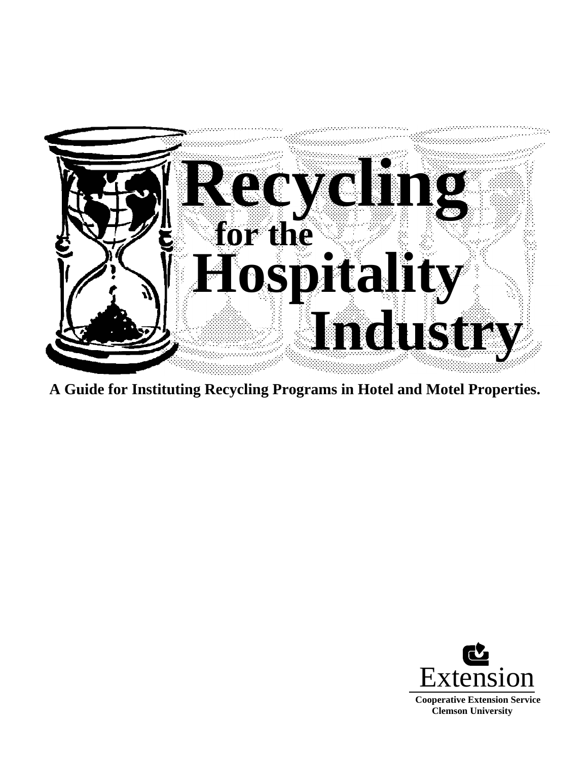# Recycling for the Hospitality Industry

**A Guide for Instituting Recycling Programs in Hotel and Motel Properties.**

Extension

**Cooperative Extension Service**
**Clemson University**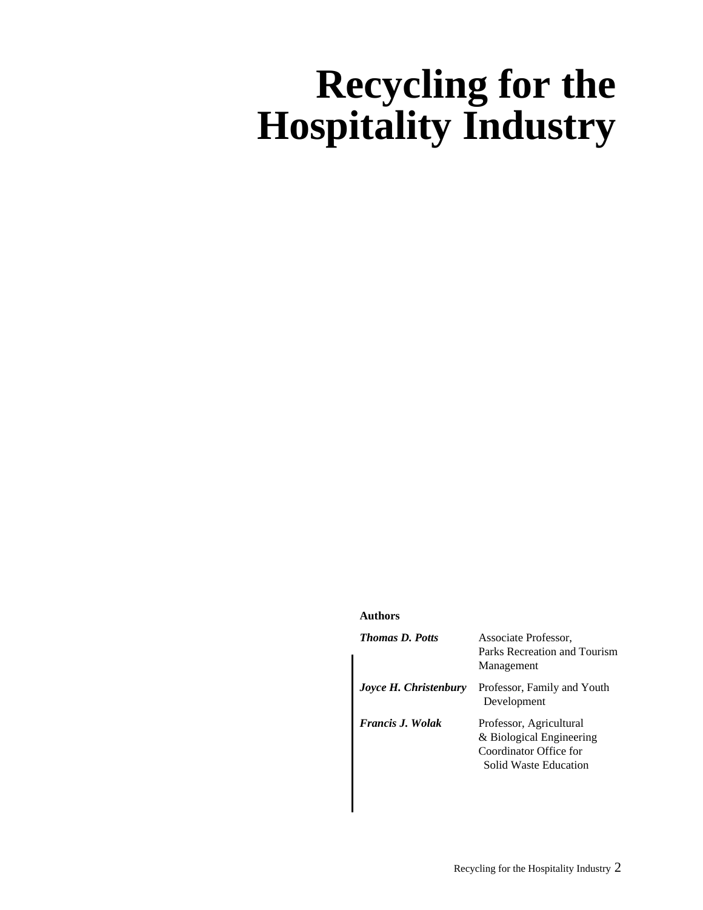# Recycling for the Hospitality Industry

**Authors**

| | |
|---|---|
| ***Thomas D. Potts*** | Associate Professor, Parks Recreation and Tourism Management |
| ***Joyce H. Christenbury*** | Professor, Family and Youth Development |
| ***Francis J. Wolak*** | Professor, Agricultural & Biological Engineering Coordinator Office for Solid Waste Education |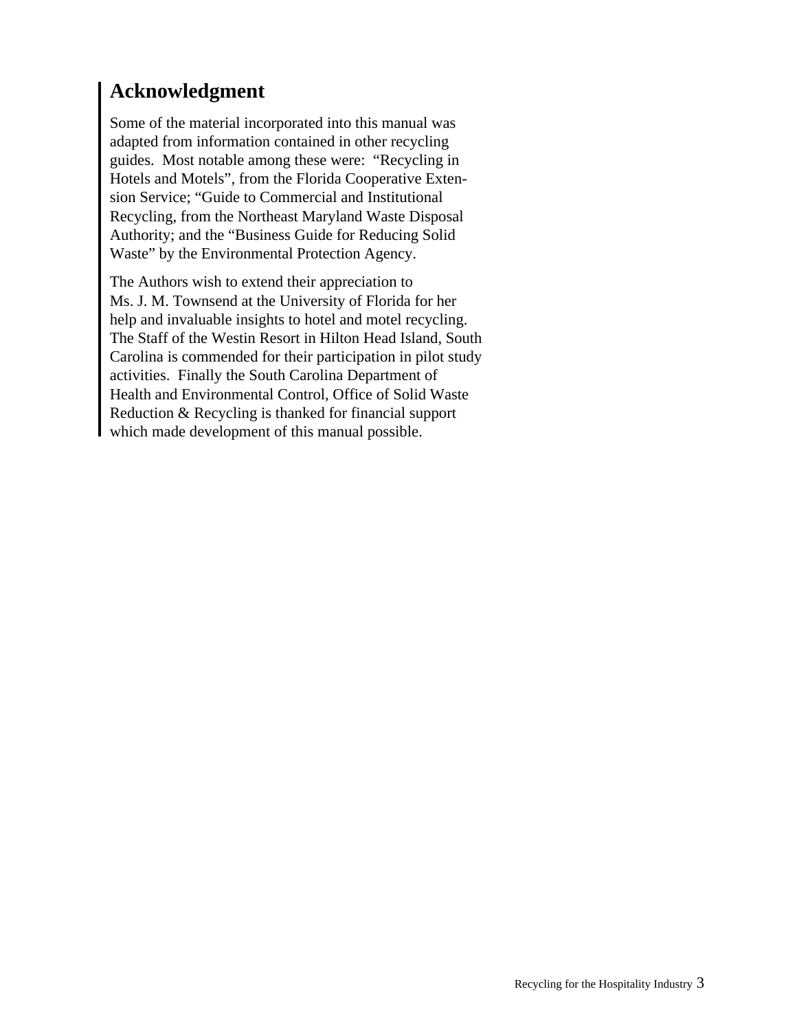## Acknowledgment

Some of the material incorporated into this manual was adapted from information contained in other recycling guides. Most notable among these were: "Recycling in Hotels and Motels", from the Florida Cooperative Extension Service; "Guide to Commercial and Institutional Recycling, from the Northeast Maryland Waste Disposal Authority; and the "Business Guide for Reducing Solid Waste" by the Environmental Protection Agency.

The Authors wish to extend their appreciation to Ms. J. M. Townsend at the University of Florida for her help and invaluable insights to hotel and motel recycling. The Staff of the Westin Resort in Hilton Head Island, South Carolina is commended for their participation in pilot study activities. Finally the South Carolina Department of Health and Environmental Control, Office of Solid Waste Reduction & Recycling is thanked for financial support which made development of this manual possible.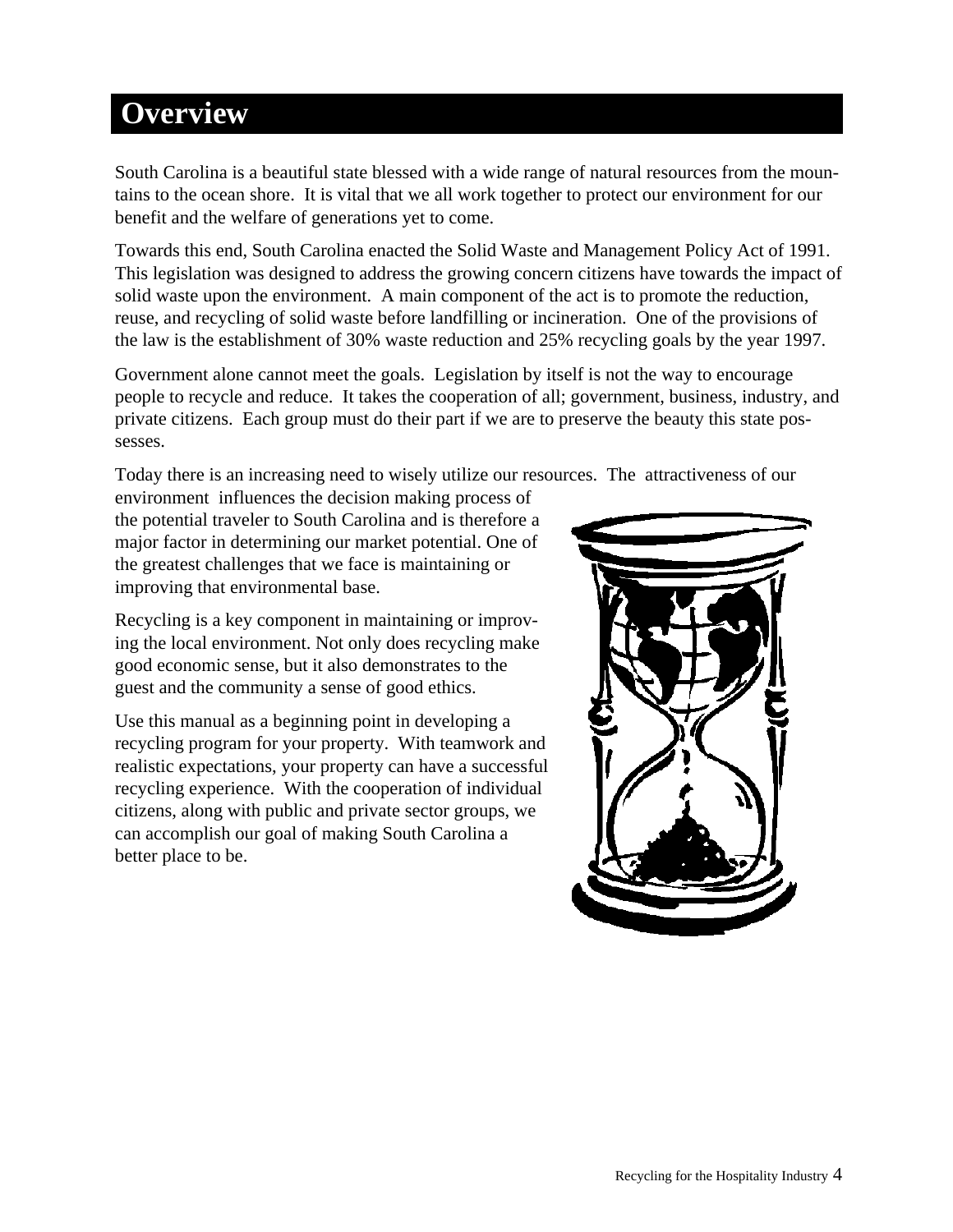# Overview

South Carolina is a beautiful state blessed with a wide range of natural resources from the mountains to the ocean shore. It is vital that we all work together to protect our environment for our benefit and the welfare of generations yet to come.

Towards this end, South Carolina enacted the Solid Waste and Management Policy Act of 1991. This legislation was designed to address the growing concern citizens have towards the impact of solid waste upon the environment. A main component of the act is to promote the reduction, reuse, and recycling of solid waste before landfilling or incineration. One of the provisions of the law is the establishment of 30% waste reduction and 25% recycling goals by the year 1997.

Government alone cannot meet the goals. Legislation by itself is not the way to encourage people to recycle and reduce. It takes the cooperation of all; government, business, industry, and private citizens. Each group must do their part if we are to preserve the beauty this state possesses.

Today there is an increasing need to wisely utilize our resources. The attractiveness of our environment influences the decision making process of the potential traveler to South Carolina and is therefore a major factor in determining our market potential. One of the greatest challenges that we face is maintaining or improving that environmental base.

Recycling is a key component in maintaining or improving the local environment. Not only does recycling make good economic sense, but it also demonstrates to the guest and the community a sense of good ethics.

Use this manual as a beginning point in developing a recycling program for your property. With teamwork and realistic expectations, your property can have a successful recycling experience. With the cooperation of individual citizens, along with public and private sector groups, we can accomplish our goal of making South Carolina a better place to be.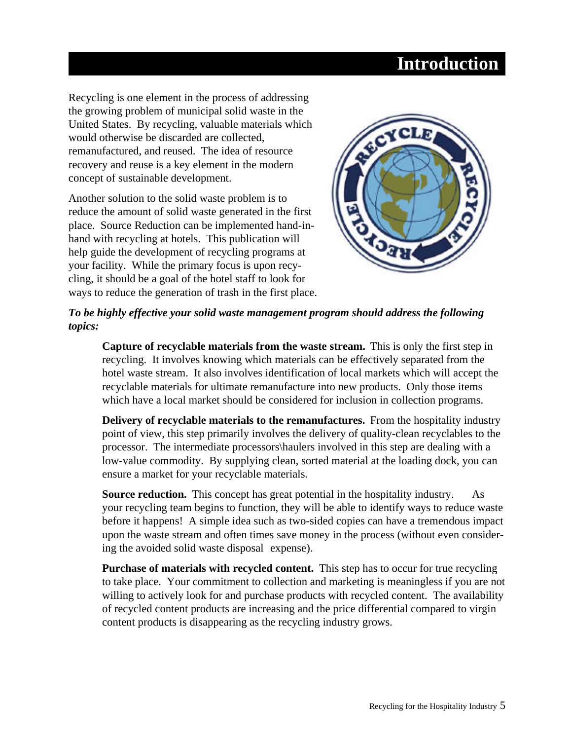# Introduction

Recycling is one element in the process of addressing the growing problem of municipal solid waste in the United States. By recycling, valuable materials which would otherwise be discarded are collected, remanufactured, and reused. The idea of resource recovery and reuse is a key element in the modern concept of sustainable development.

Another solution to the solid waste problem is to reduce the amount of solid waste generated in the first place. Source Reduction can be implemented hand-in-hand with recycling at hotels. This publication will help guide the development of recycling programs at your facility. While the primary focus is upon recycling, it should be a goal of the hotel staff to look for ways to reduce the generation of trash in the first place.

***To be highly effective your solid waste management program should address the following topics:***

**Capture of recyclable materials from the waste stream.** This is only the first step in recycling. It involves knowing which materials can be effectively separated from the hotel waste stream. It also involves identification of local markets which will accept the recyclable materials for ultimate remanufacture into new products. Only those items which have a local market should be considered for inclusion in collection programs.

**Delivery of recyclable materials to the remanufactures.** From the hospitality industry point of view, this step primarily involves the delivery of quality-clean recyclables to the processor. The intermediate processors\haulers involved in this step are dealing with a low-value commodity. By supplying clean, sorted material at the loading dock, you can ensure a market for your recyclable materials.

**Source reduction.** This concept has great potential in the hospitality industry. As your recycling team begins to function, they will be able to identify ways to reduce waste before it happens! A simple idea such as two-sided copies can have a tremendous impact upon the waste stream and often times save money in the process (without even considering the avoided solid waste disposal expense).

**Purchase of materials with recycled content.** This step has to occur for true recycling to take place. Your commitment to collection and marketing is meaningless if you are not willing to actively look for and purchase products with recycled content. The availability of recycled content products are increasing and the price differential compared to virgin content products is disappearing as the recycling industry grows.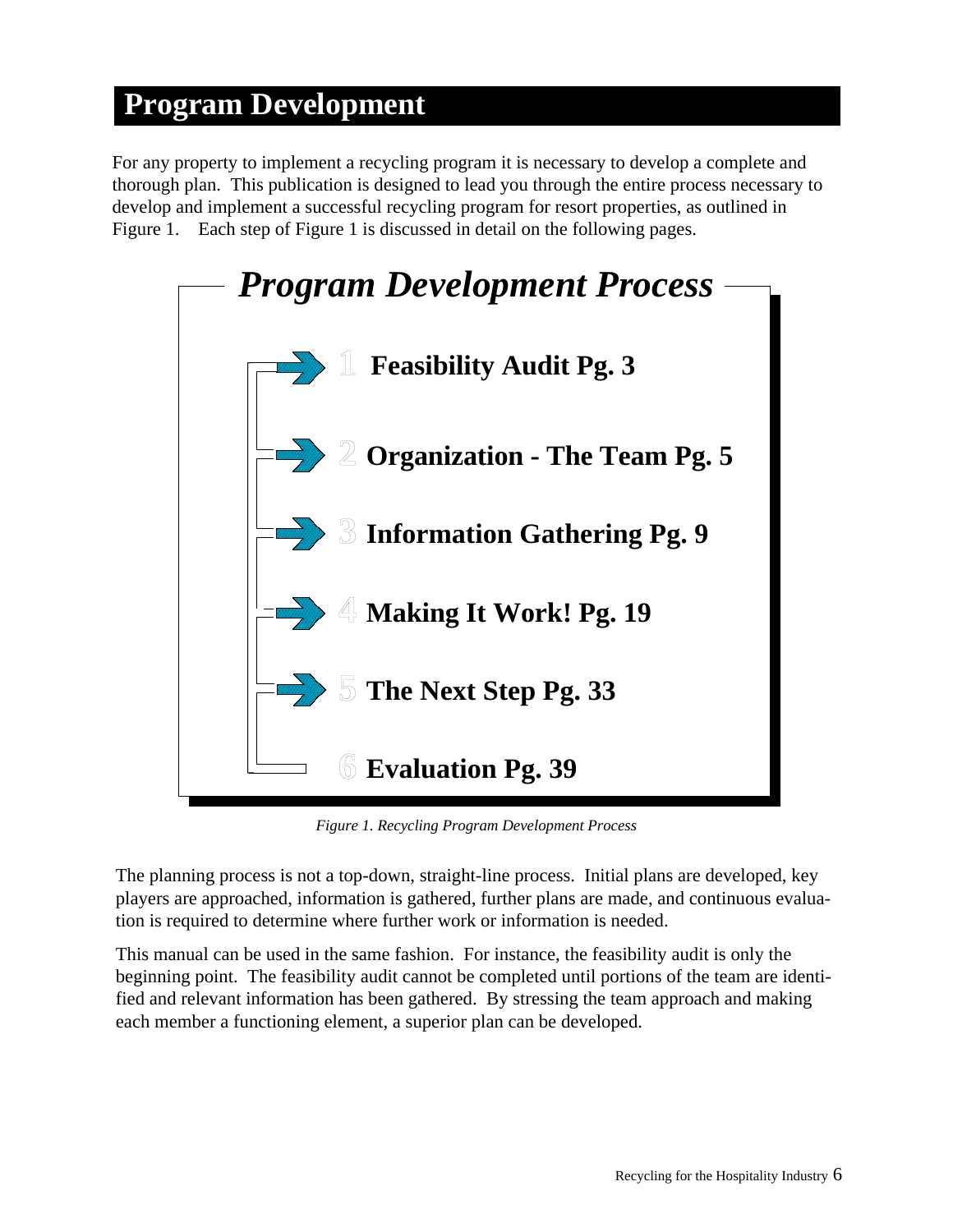# Program Development

For any property to implement a recycling program it is necessary to develop a complete and thorough plan. This publication is designed to lead you through the entire process necessary to develop and implement a successful recycling program for resort properties, as outlined in Figure 1. Each step of Figure 1 is discussed in detail on the following pages.

## *Program Development Process*

1. **Feasibility Audit Pg. 3**
2. **Organization - The Team Pg. 5**
3. **Information Gathering Pg. 9**
4. **Making It Work! Pg. 19**
5. **The Next Step Pg. 33**
6. **Evaluation Pg. 39**

*Figure 1. Recycling Program Development Process*

The planning process is not a top-down, straight-line process. Initial plans are developed, key players are approached, information is gathered, further plans are made, and continuous evaluation is required to determine where further work or information is needed.

This manual can be used in the same fashion. For instance, the feasibility audit is only the beginning point. The feasibility audit cannot be completed until portions of the team are identified and relevant information has been gathered. By stressing the team approach and making each member a functioning element, a superior plan can be developed.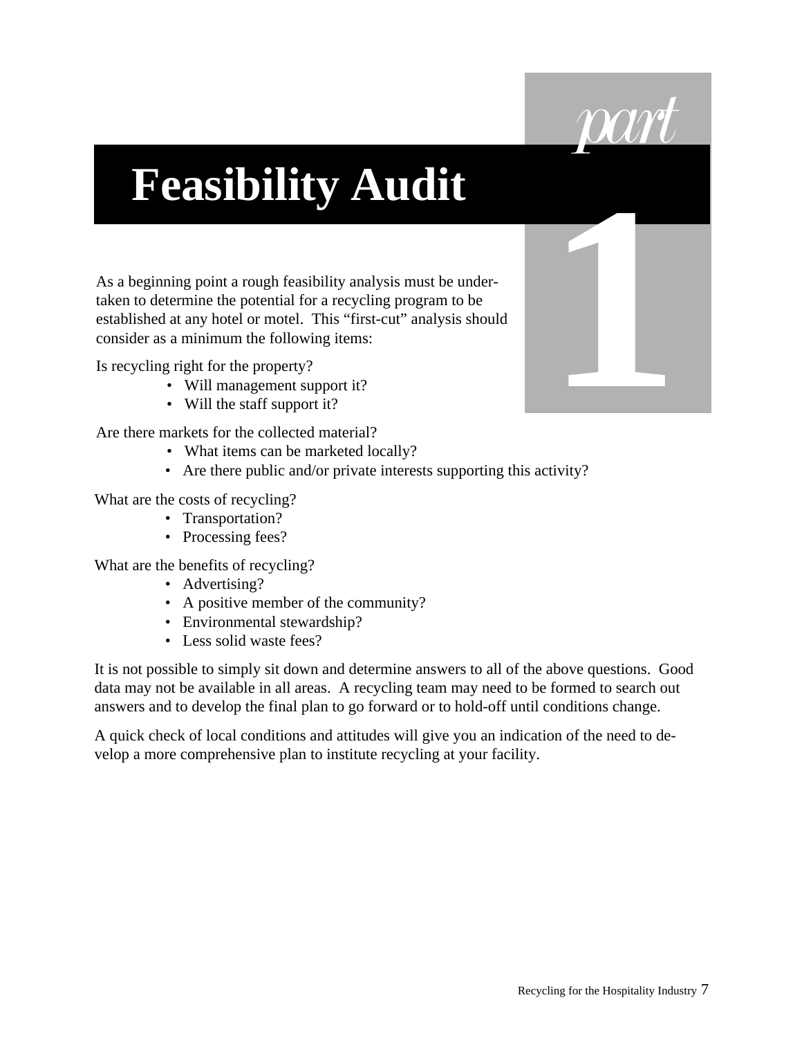# Part 1: Feasibility Audit

As a beginning point a rough feasibility analysis must be undertaken to determine the potential for a recycling program to be established at any hotel or motel. This "first-cut" analysis should consider as a minimum the following items:

Is recycling right for the property?

- Will management support it?
- Will the staff support it?

Are there markets for the collected material?

- What items can be marketed locally?
- Are there public and/or private interests supporting this activity?

What are the costs of recycling?

- Transportation?
- Processing fees?

What are the benefits of recycling?

- Advertising?
- A positive member of the community?
- Environmental stewardship?
- Less solid waste fees?

It is not possible to simply sit down and determine answers to all of the above questions. Good data may not be available in all areas. A recycling team may need to be formed to search out answers and to develop the final plan to go forward or to hold-off until conditions change.

A quick check of local conditions and attitudes will give you an indication of the need to develop a more comprehensive plan to institute recycling at your facility.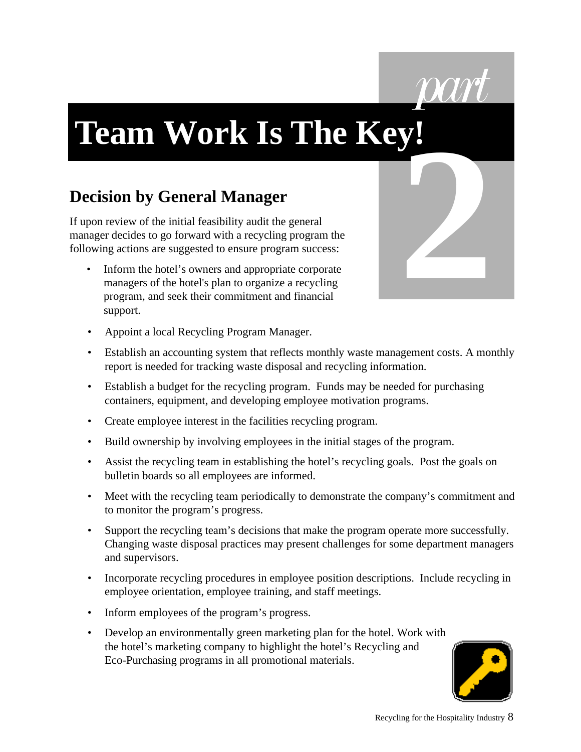# part 2

# Team Work Is The Key!

## Decision by General Manager

If upon review of the initial feasibility audit the general manager decides to go forward with a recycling program the following actions are suggested to ensure program success:

- Inform the hotel's owners and appropriate corporate managers of the hotel's plan to organize a recycling program, and seek their commitment and financial support.
- Appoint a local Recycling Program Manager.
- Establish an accounting system that reflects monthly waste management costs. A monthly report is needed for tracking waste disposal and recycling information.
- Establish a budget for the recycling program. Funds may be needed for purchasing containers, equipment, and developing employee motivation programs.
- Create employee interest in the facilities recycling program.
- Build ownership by involving employees in the initial stages of the program.
- Assist the recycling team in establishing the hotel's recycling goals. Post the goals on bulletin boards so all employees are informed.
- Meet with the recycling team periodically to demonstrate the company's commitment and to monitor the program's progress.
- Support the recycling team's decisions that make the program operate more successfully. Changing waste disposal practices may present challenges for some department managers and supervisors.
- Incorporate recycling procedures in employee position descriptions. Include recycling in employee orientation, employee training, and staff meetings.
- Inform employees of the program's progress.
- Develop an environmentally green marketing plan for the hotel. Work with the hotel's marketing company to highlight the hotel's Recycling and Eco-Purchasing programs in all promotional materials.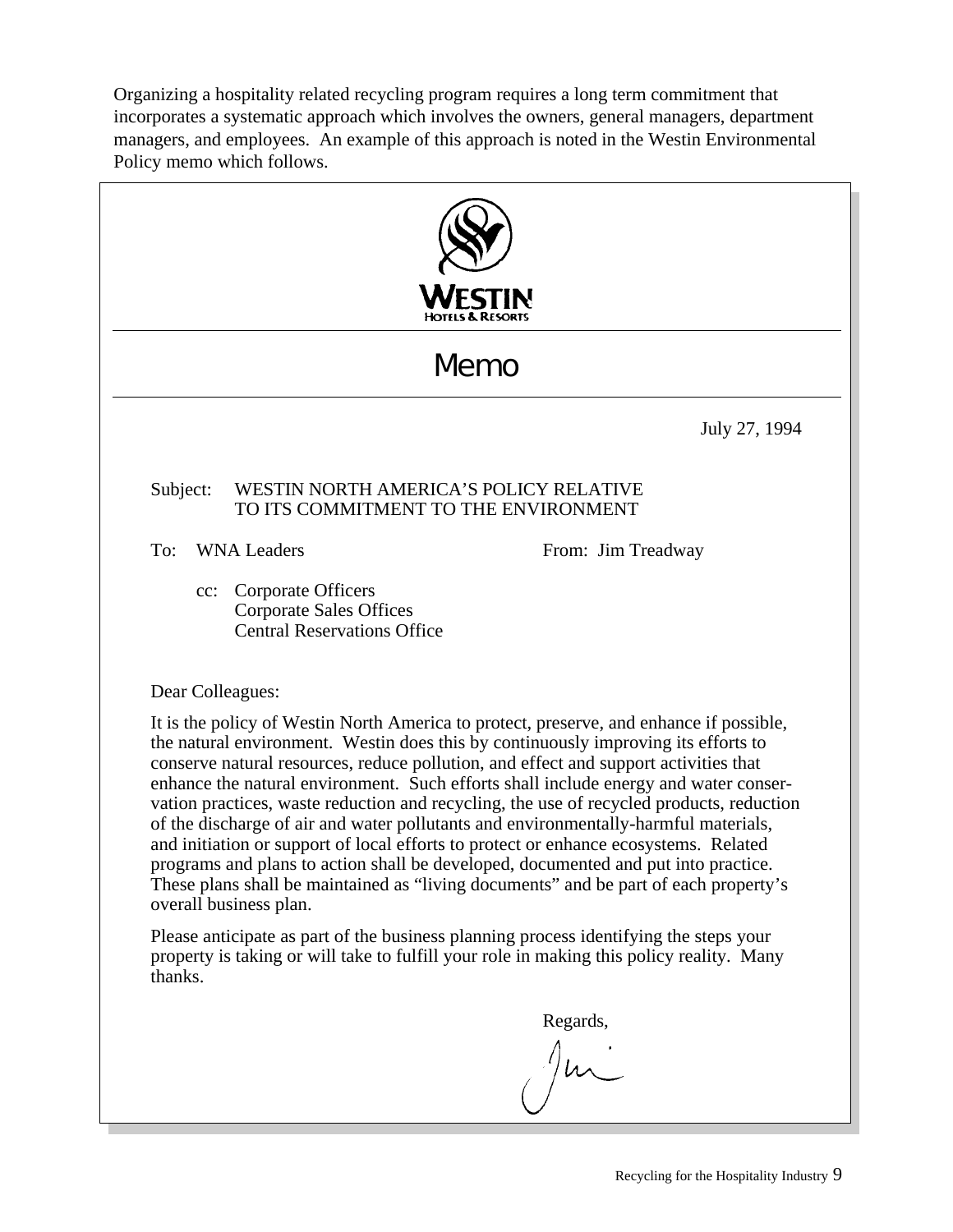Organizing a hospitality related recycling program requires a long term commitment that incorporates a systematic approach which involves the owners, general managers, department managers, and employees. An example of this approach is noted in the Westin Environmental Policy memo which follows.

WESTIN
HOTELS & RESORTS

# Memo

July 27, 1994

Subject: WESTIN NORTH AMERICA'S POLICY RELATIVE TO ITS COMMITMENT TO THE ENVIRONMENT

To: WNA Leaders

From: Jim Treadway

cc: Corporate Officers
Corporate Sales Offices
Central Reservations Office

Dear Colleagues:

It is the policy of Westin North America to protect, preserve, and enhance if possible, the natural environment. Westin does this by continuously improving its efforts to conserve natural resources, reduce pollution, and effect and support activities that enhance the natural environment. Such efforts shall include energy and water conservation practices, waste reduction and recycling, the use of recycled products, reduction of the discharge of air and water pollutants and environmentally-harmful materials, and initiation or support of local efforts to protect or enhance ecosystems. Related programs and plans to action shall be developed, documented and put into practice. These plans shall be maintained as "living documents" and be part of each property's overall business plan.

Please anticipate as part of the business planning process identifying the steps your property is taking or will take to fulfill your role in making this policy reality. Many thanks.

Regards,

Jim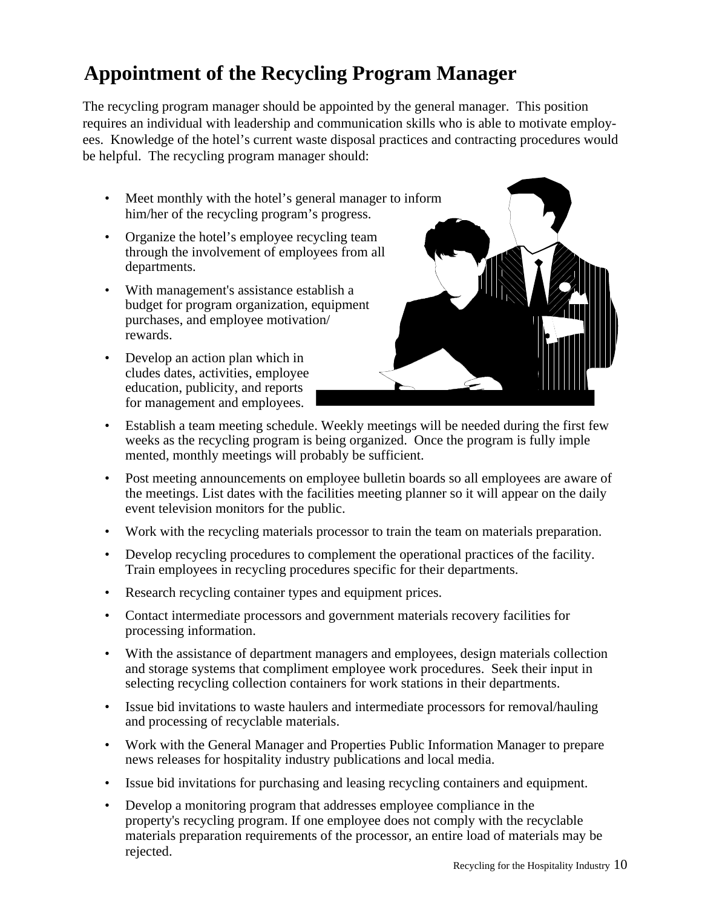# Appointment of the Recycling Program Manager

The recycling program manager should be appointed by the general manager. This position requires an individual with leadership and communication skills who is able to motivate employees. Knowledge of the hotel's current waste disposal practices and contracting procedures would be helpful. The recycling program manager should:

- Meet monthly with the hotel's general manager to inform him/her of the recycling program's progress.
- Organize the hotel's employee recycling team through the involvement of employees from all departments.
- With management's assistance establish a budget for program organization, equipment purchases, and employee motivation/ rewards.
- Develop an action plan which includes dates, activities, employee education, publicity, and reports for management and employees.
- Establish a team meeting schedule. Weekly meetings will be needed during the first few weeks as the recycling program is being organized. Once the program is fully implemented, monthly meetings will probably be sufficient.
- Post meeting announcements on employee bulletin boards so all employees are aware of the meetings. List dates with the facilities meeting planner so it will appear on the daily event television monitors for the public.
- Work with the recycling materials processor to train the team on materials preparation.
- Develop recycling procedures to complement the operational practices of the facility. Train employees in recycling procedures specific for their departments.
- Research recycling container types and equipment prices.
- Contact intermediate processors and government materials recovery facilities for processing information.
- With the assistance of department managers and employees, design materials collection and storage systems that compliment employee work procedures. Seek their input in selecting recycling collection containers for work stations in their departments.
- Issue bid invitations to waste haulers and intermediate processors for removal/hauling and processing of recyclable materials.
- Work with the General Manager and Properties Public Information Manager to prepare news releases for hospitality industry publications and local media.
- Issue bid invitations for purchasing and leasing recycling containers and equipment.
- Develop a monitoring program that addresses employee compliance in the property's recycling program. If one employee does not comply with the recyclable materials preparation requirements of the processor, an entire load of materials may be rejected.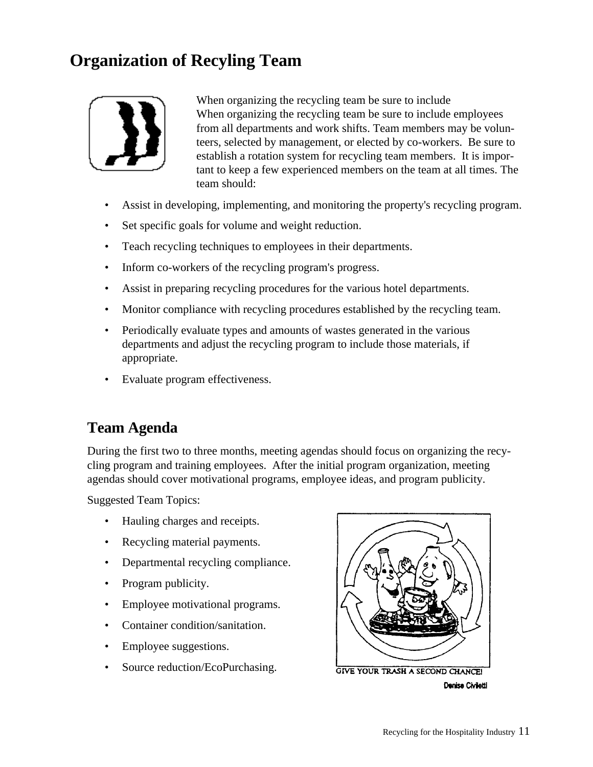# Organization of Recyling Team

When organizing the recycling team be sure to include
When organizing the recycling team be sure to include employees from all departments and work shifts. Team members may be volunteers, selected by management, or elected by co-workers. Be sure to establish a rotation system for recycling team members. It is important to keep a few experienced members on the team at all times. The team should:

- Assist in developing, implementing, and monitoring the property's recycling program.
- Set specific goals for volume and weight reduction.
- Teach recycling techniques to employees in their departments.
- Inform co-workers of the recycling program's progress.
- Assist in preparing recycling procedures for the various hotel departments.
- Monitor compliance with recycling procedures established by the recycling team.
- Periodically evaluate types and amounts of wastes generated in the various departments and adjust the recycling program to include those materials, if appropriate.
- Evaluate program effectiveness.

## Team Agenda

During the first two to three months, meeting agendas should focus on organizing the recycling program and training employees. After the initial program organization, meeting agendas should cover motivational programs, employee ideas, and program publicity.

Suggested Team Topics:

- Hauling charges and receipts.
- Recycling material payments.
- Departmental recycling compliance.
- Program publicity.
- Employee motivational programs.
- Container condition/sanitation.
- Employee suggestions.
- Source reduction/EcoPurchasing.

GIVE YOUR TRASH A SECOND CHANCE!
Denise Civiletti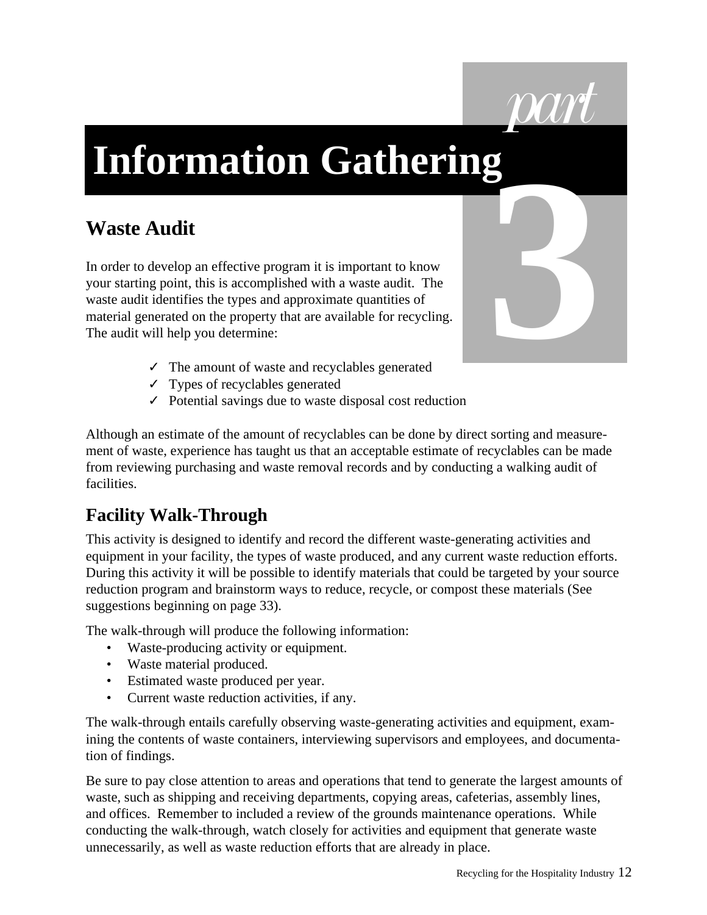# part 3

# Information Gathering

## Waste Audit

In order to develop an effective program it is important to know your starting point, this is accomplished with a waste audit. The waste audit identifies the types and approximate quantities of material generated on the property that are available for recycling. The audit will help you determine:

- ✓ The amount of waste and recyclables generated
- ✓ Types of recyclables generated
- ✓ Potential savings due to waste disposal cost reduction

Although an estimate of the amount of recyclables can be done by direct sorting and measurement of waste, experience has taught us that an acceptable estimate of recyclables can be made from reviewing purchasing and waste removal records and by conducting a walking audit of facilities.

## Facility Walk-Through

This activity is designed to identify and record the different waste-generating activities and equipment in your facility, the types of waste produced, and any current waste reduction efforts. During this activity it will be possible to identify materials that could be targeted by your source reduction program and brainstorm ways to reduce, recycle, or compost these materials (See suggestions beginning on page 33).

The walk-through will produce the following information:

- Waste-producing activity or equipment.
- Waste material produced.
- Estimated waste produced per year.
- Current waste reduction activities, if any.

The walk-through entails carefully observing waste-generating activities and equipment, examining the contents of waste containers, interviewing supervisors and employees, and documentation of findings.

Be sure to pay close attention to areas and operations that tend to generate the largest amounts of waste, such as shipping and receiving departments, copying areas, cafeterias, assembly lines, and offices. Remember to included a review of the grounds maintenance operations. While conducting the walk-through, watch closely for activities and equipment that generate waste unnecessarily, as well as waste reduction efforts that are already in place.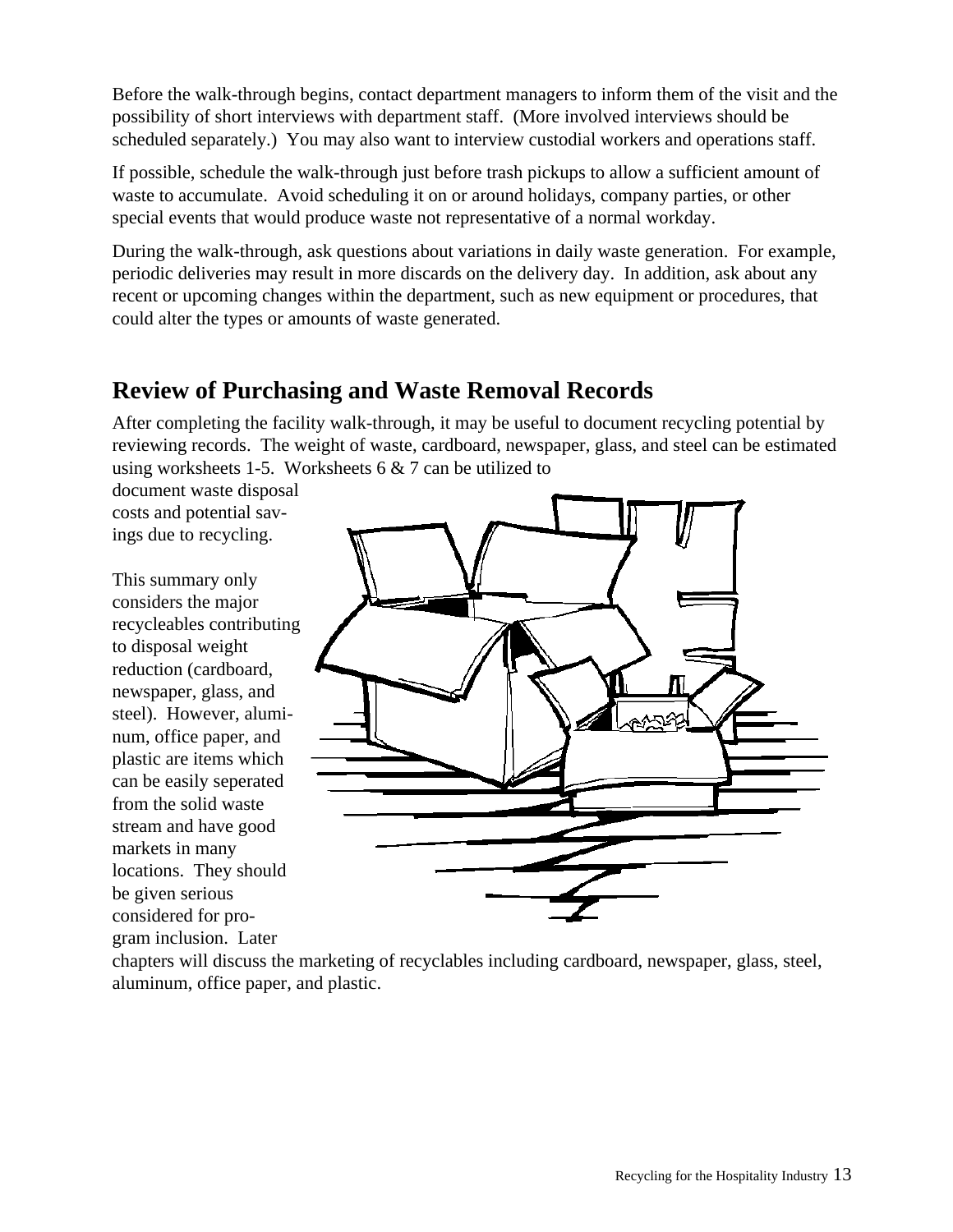Before the walk-through begins, contact department managers to inform them of the visit and the possibility of short interviews with department staff. (More involved interviews should be scheduled separately.) You may also want to interview custodial workers and operations staff.

If possible, schedule the walk-through just before trash pickups to allow a sufficient amount of waste to accumulate. Avoid scheduling it on or around holidays, company parties, or other special events that would produce waste not representative of a normal workday.

During the walk-through, ask questions about variations in daily waste generation. For example, periodic deliveries may result in more discards on the delivery day. In addition, ask about any recent or upcoming changes within the department, such as new equipment or procedures, that could alter the types or amounts of waste generated.

## Review of Purchasing and Waste Removal Records

After completing the facility walk-through, it may be useful to document recycling potential by reviewing records. The weight of waste, cardboard, newspaper, glass, and steel can be estimated using worksheets 1-5. Worksheets 6 & 7 can be utilized to document waste disposal costs and potential savings due to recycling.

This summary only considers the major recycleables contributing to disposal weight reduction (cardboard, newspaper, glass, and steel). However, aluminum, office paper, and plastic are items which can be easily seperated from the solid waste stream and have good markets in many locations. They should be given serious considered for program inclusion. Later chapters will discuss the marketing of recyclables including cardboard, newspaper, glass, steel, aluminum, office paper, and plastic.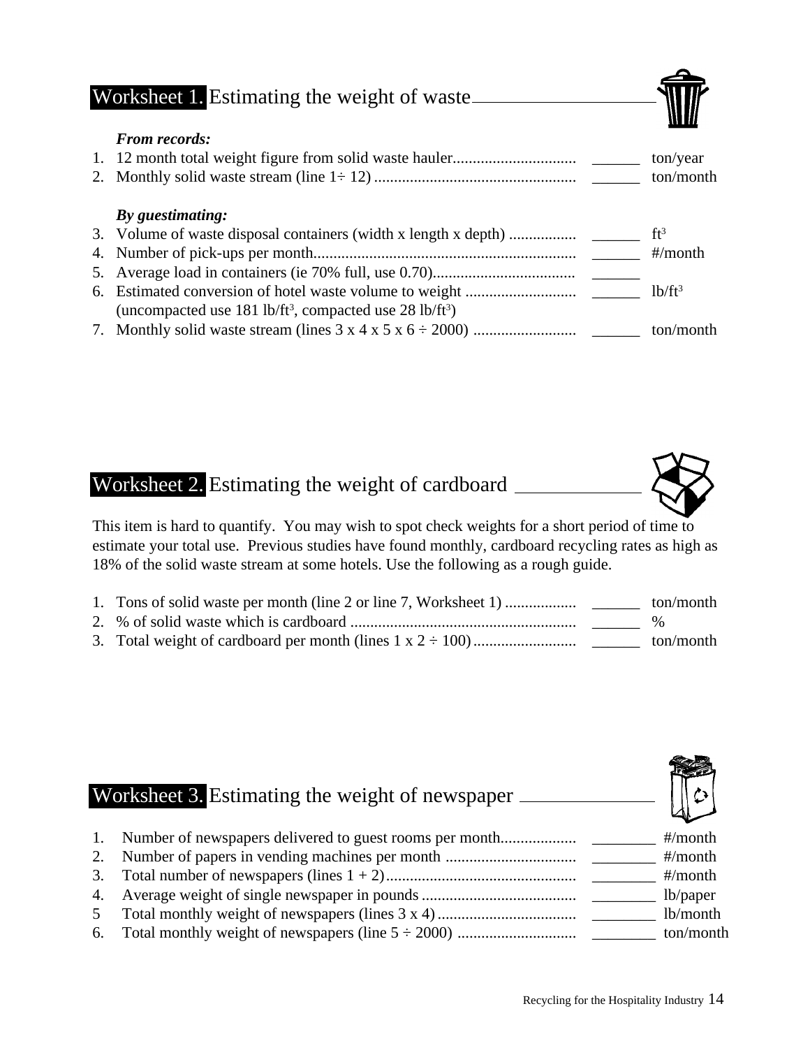## Worksheet 1. Estimating the weight of waste

***From records:***

| | | | |
|---|---|---|---|
| 1. | 12 month total weight figure from solid waste hauler | ______ | ton/year |
| 2. | Monthly solid waste stream (line 1÷ 12) | ______ | ton/month |

***By guestimating:***

| | | | |
|---|---|---|---|
| 3. | Volume of waste disposal containers (width x length x depth) | ______ | $ft^3$ |
| 4. | Number of pick-ups per month | ______ | #/month |
| 5. | Average load in containers (ie 70% full, use 0.70) | ______ | |
| 6. | Estimated conversion of hotel waste volume to weight (uncompacted use 181 $lb/ft^3$, compacted use 28 $lb/ft^3$) | ______ | $lb/ft^3$ |
| 7. | Monthly solid waste stream (lines 3 x 4 x 5 x 6 ÷ 2000) | ______ | ton/month |

## Worksheet 2. Estimating the weight of cardboard

This item is hard to quantify. You may wish to spot check weights for a short period of time to estimate your total use. Previous studies have found monthly, cardboard recycling rates as high as 18% of the solid waste stream at some hotels. Use the following as a rough guide.

| | | | |
|---|---|---|---|
| 1. | Tons of solid waste per month (line 2 or line 7, Worksheet 1) | ______ | ton/month |
| 2. | % of solid waste which is cardboard | ______ | % |
| 3. | Total weight of cardboard per month (lines 1 x 2 ÷ 100) | ______ | ton/month |

## Worksheet 3. Estimating the weight of newspaper

| | | | |
|---|---|---|---|
| 1. | Number of newspapers delivered to guest rooms per month | ________ | #/month |
| 2. | Number of papers in vending machines per month | ________ | #/month |
| 3. | Total number of newspapers (lines 1 + 2) | ________ | #/month |
| 4. | Average weight of single newspaper in pounds | ________ | lb/paper |
| 5 | Total monthly weight of newspapers (lines 3 x 4) | ________ | lb/month |
| 6. | Total monthly weight of newspapers (line 5 ÷ 2000) | ________ | ton/month |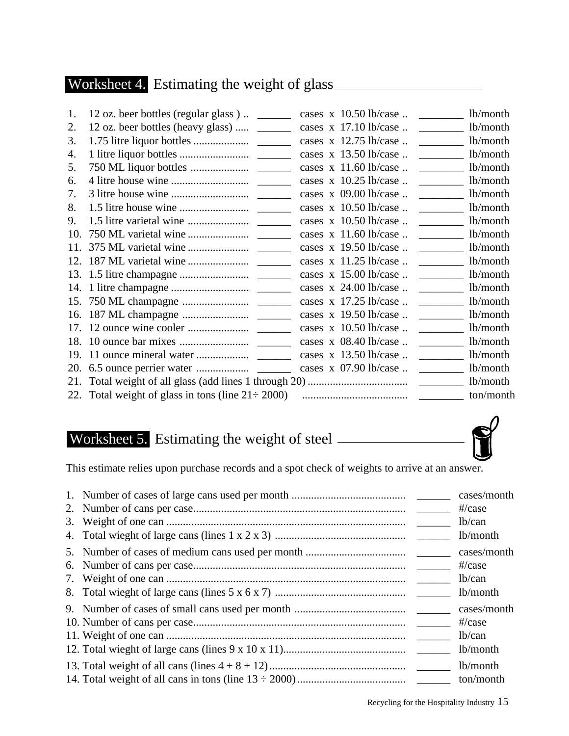## Worksheet 4. Estimating the weight of glass

| | Item | Cases | | Weight | | Unit |
|---|---|---|---|---|---|---|
| 1. | 12 oz. beer bottles (regular glass ) .. | ______ | cases x | 10.50 lb/case .. | ________ | lb/month |
| 2. | 12 oz. beer bottles (heavy glass) ..... | ______ | cases x | 17.10 lb/case .. | ________ | lb/month |
| 3. | 1.75 litre liquor bottles .................... | ______ | cases x | 12.75 lb/case .. | ________ | lb/month |
| 4. | 1 litre liquor bottles ......................... | ______ | cases x | 13.50 lb/case .. | ________ | lb/month |
| 5. | 750 ML liquor bottles ..................... | ______ | cases x | 11.60 lb/case .. | ________ | lb/month |
| 6. | 4 litre house wine ............................ | ______ | cases x | 10.25 lb/case .. | ________ | lb/month |
| 7. | 3 litre house wine ............................ | ______ | cases x | 09.00 lb/case .. | ________ | lb/month |
| 8. | 1.5 litre house wine ......................... | ______ | cases x | 10.50 lb/case .. | ________ | lb/month |
| 9. | 1.5 litre varietal wine ...................... | ______ | cases x | 10.50 lb/case .. | ________ | lb/month |
| 10. | 750 ML varietal wine ...................... | ______ | cases x | 11.60 lb/case .. | ________ | lb/month |
| 11. | 375 ML varietal wine ...................... | ______ | cases x | 19.50 lb/case .. | ________ | lb/month |
| 12. | 187 ML varietal wine ...................... | ______ | cases x | 11.25 lb/case .. | ________ | lb/month |
| 13. | 1.5 litre champagne ......................... | ______ | cases x | 15.00 lb/case .. | ________ | lb/month |
| 14. | 1 litre champagne ............................ | ______ | cases x | 24.00 lb/case .. | ________ | lb/month |
| 15. | 750 ML champagne ........................ | ______ | cases x | 17.25 lb/case .. | ________ | lb/month |
| 16. | 187 ML champagne ........................ | ______ | cases x | 19.50 lb/case .. | ________ | lb/month |
| 17. | 12 ounce wine cooler ...................... | ______ | cases x | 10.50 lb/case .. | ________ | lb/month |
| 18. | 10 ounce bar mixes ......................... | ______ | cases x | 08.40 lb/case .. | ________ | lb/month |
| 19. | 11 ounce mineral water ................... | ______ | cases x | 13.50 lb/case .. | ________ | lb/month |
| 20. | 6.5 ounce perrier water ................... | ______ | cases x | 07.90 lb/case .. | ________ | lb/month |
| 21. | Total weight of all glass (add lines 1 through 20) .................................... | | | | ________ | lb/month |
| 22. | Total weight of glass in tons (line 21÷ 2000) ...................................... | | | | ________ | ton/month |

## Worksheet 5. Estimating the weight of steel

This estimate relies upon purchase records and a spot check of weights to arrive at an answer.

| | Item | | Unit |
|---|---|---|---|
| 1. | Number of cases of large cans used per month ......................................... | ______ | cases/month |
| 2. | Number of cans per case............................................................................ | ______ | #/case |
| 3. | Weight of one can ..................................................................................... | ______ | lb/can |
| 4. | Total wieght of large cans (lines 1 x 2 x 3) ............................................... | ______ | lb/month |
| 5. | Number of cases of medium cans used per month .................................... | ______ | cases/month |
| 6. | Number of cans per case............................................................................ | ______ | #/case |
| 7. | Weight of one can ..................................................................................... | ______ | lb/can |
| 8. | Total wieght of large cans (lines 5 x 6 x 7) ............................................... | ______ | lb/month |
| 9. | Number of cases of small cans used per month ........................................ | ______ | cases/month |
| 10. | Number of cans per case............................................................................ | ______ | #/case |
| 11. | Weight of one can ..................................................................................... | ______ | lb/can |
| 12. | Total wieght of large cans (lines 9 x 10 x 11)............................................ | ______ | lb/month |
| 13. | Total weight of all cans (lines 4 + 8 + 12)................................................. | ______ | lb/month |
| 14. | Total weight of all cans in tons (line 13 ÷ 2000)....................................... | ______ | ton/month |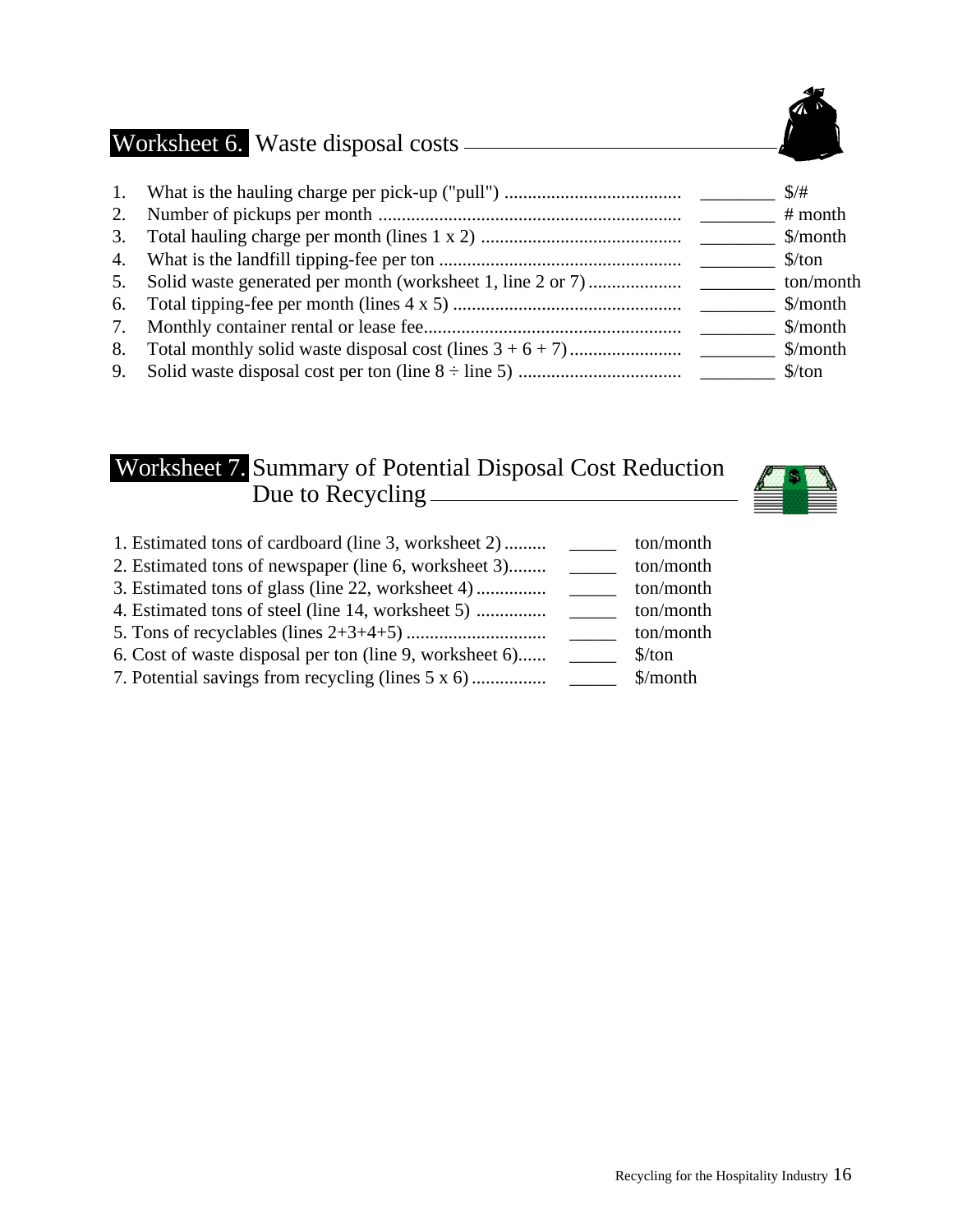## Worksheet 6. Waste disposal costs

| # | Item | | Unit |
|---|---|---|---|
| 1. | What is the hauling charge per pick-up ("pull") | ________ | $/# |
| 2. | Number of pickups per month | ________ | # month |
| 3. | Total hauling charge per month (lines 1 x 2) | ________ | $/month |
| 4. | What is the landfill tipping-fee per ton | ________ | $/ton |
| 5. | Solid waste generated per month (worksheet 1, line 2 or 7) | ________ | ton/month |
| 6. | Total tipping-fee per month (lines 4 x 5) | ________ | $/month |
| 7. | Monthly container rental or lease fee | ________ | $/month |
| 8. | Total monthly solid waste disposal cost (lines 3 + 6 + 7) | ________ | $/month |
| 9. | Solid waste disposal cost per ton (line 8 ÷ line 5) | ________ | $/ton |

## Worksheet 7. Summary of Potential Disposal Cost Reduction Due to Recycling

| Item | | Unit |
|---|---|---|
| 1. Estimated tons of cardboard (line 3, worksheet 2) | _____ | ton/month |
| 2. Estimated tons of newspaper (line 6, worksheet 3) | _____ | ton/month |
| 3. Estimated tons of glass (line 22, worksheet 4) | _____ | ton/month |
| 4. Estimated tons of steel (line 14, worksheet 5) | _____ | ton/month |
| 5. Tons of recyclables (lines 2+3+4+5) | _____ | ton/month |
| 6. Cost of waste disposal per ton (line 9, worksheet 6) | _____ | $/ton |
| 7. Potential savings from recycling (lines 5 x 6) | _____ | $/month |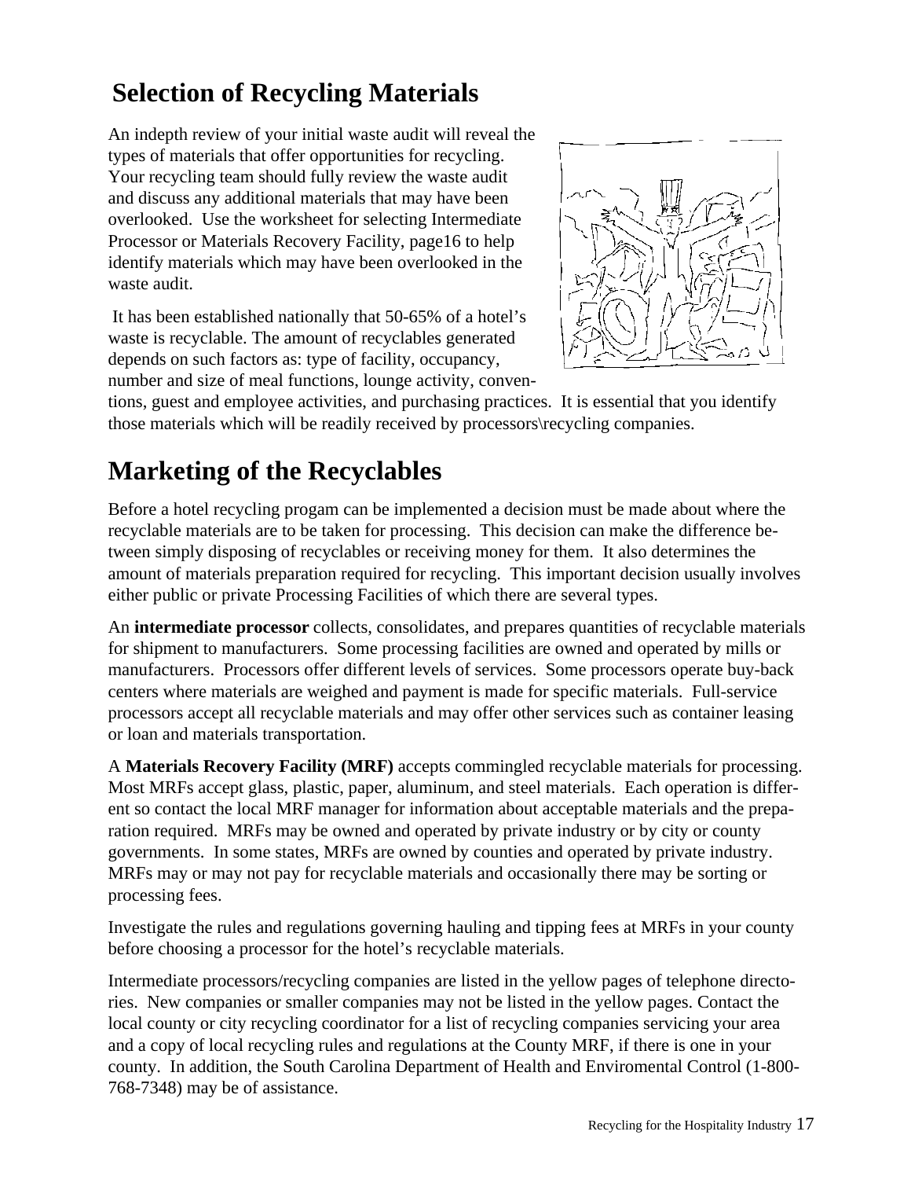## Selection of Recycling Materials

An indepth review of your initial waste audit will reveal the types of materials that offer opportunities for recycling. Your recycling team should fully review the waste audit and discuss any additional materials that may have been overlooked. Use the worksheet for selecting Intermediate Processor or Materials Recovery Facility, page16 to help identify materials which may have been overlooked in the waste audit.

It has been established nationally that 50-65% of a hotel's waste is recyclable. The amount of recyclables generated depends on such factors as: type of facility, occupancy, number and size of meal functions, lounge activity, conventions, guest and employee activities, and purchasing practices. It is essential that you identify those materials which will be readily received by processors\recycling companies.

## Marketing of the Recyclables

Before a hotel recycling progam can be implemented a decision must be made about where the recyclable materials are to be taken for processing. This decision can make the difference between simply disposing of recyclables or receiving money for them. It also determines the amount of materials preparation required for recycling. This important decision usually involves either public or private Processing Facilities of which there are several types.

An **intermediate processor** collects, consolidates, and prepares quantities of recyclable materials for shipment to manufacturers. Some processing facilities are owned and operated by mills or manufacturers. Processors offer different levels of services. Some processors operate buy-back centers where materials are weighed and payment is made for specific materials. Full-service processors accept all recyclable materials and may offer other services such as container leasing or loan and materials transportation.

A **Materials Recovery Facility (MRF)** accepts commingled recyclable materials for processing. Most MRFs accept glass, plastic, paper, aluminum, and steel materials. Each operation is different so contact the local MRF manager for information about acceptable materials and the preparation required. MRFs may be owned and operated by private industry or by city or county governments. In some states, MRFs are owned by counties and operated by private industry. MRFs may or may not pay for recyclable materials and occasionally there may be sorting or processing fees.

Investigate the rules and regulations governing hauling and tipping fees at MRFs in your county before choosing a processor for the hotel's recyclable materials.

Intermediate processors/recycling companies are listed in the yellow pages of telephone directories. New companies or smaller companies may not be listed in the yellow pages. Contact the local county or city recycling coordinator for a list of recycling companies servicing your area and a copy of local recycling rules and regulations at the County MRF, if there is one in your county. In addition, the South Carolina Department of Health and Enviromental Control (1-800-768-7348) may be of assistance.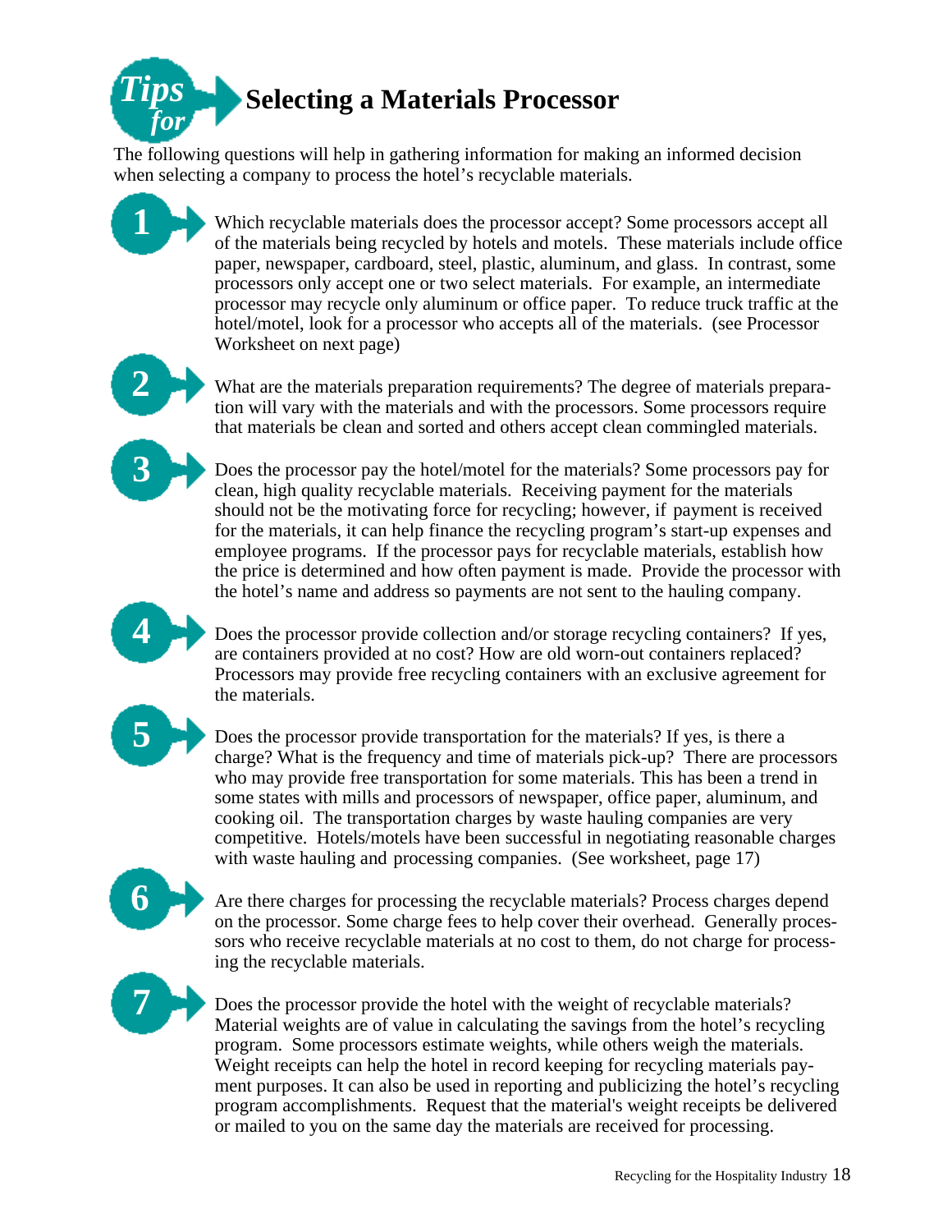# Tips for Selecting a Materials Processor

The following questions will help in gathering information for making an informed decision when selecting a company to process the hotel's recyclable materials.

1. Which recyclable materials does the processor accept? Some processors accept all of the materials being recycled by hotels and motels. These materials include office paper, newspaper, cardboard, steel, plastic, aluminum, and glass. In contrast, some processors only accept one or two select materials. For example, an intermediate processor may recycle only aluminum or office paper. To reduce truck traffic at the hotel/motel, look for a processor who accepts all of the materials. (see Processor Worksheet on next page)

2. What are the materials preparation requirements? The degree of materials preparation will vary with the materials and with the processors. Some processors require that materials be clean and sorted and others accept clean commingled materials.

3. Does the processor pay the hotel/motel for the materials? Some processors pay for clean, high quality recyclable materials. Receiving payment for the materials should not be the motivating force for recycling; however, if payment is received for the materials, it can help finance the recycling program's start-up expenses and employee programs. If the processor pays for recyclable materials, establish how the price is determined and how often payment is made. Provide the processor with the hotel's name and address so payments are not sent to the hauling company.

4. Does the processor provide collection and/or storage recycling containers? If yes, are containers provided at no cost? How are old worn-out containers replaced? Processors may provide free recycling containers with an exclusive agreement for the materials.

5. Does the processor provide transportation for the materials? If yes, is there a charge? What is the frequency and time of materials pick-up? There are processors who may provide free transportation for some materials. This has been a trend in some states with mills and processors of newspaper, office paper, aluminum, and cooking oil. The transportation charges by waste hauling companies are very competitive. Hotels/motels have been successful in negotiating reasonable charges with waste hauling and processing companies. (See worksheet, page 17)

6. Are there charges for processing the recyclable materials? Process charges depend on the processor. Some charge fees to help cover their overhead. Generally processors who receive recyclable materials at no cost to them, do not charge for processing the recyclable materials.

7. Does the processor provide the hotel with the weight of recyclable materials? Material weights are of value in calculating the savings from the hotel's recycling program. Some processors estimate weights, while others weigh the materials. Weight receipts can help the hotel in record keeping for recycling materials payment purposes. It can also be used in reporting and publicizing the hotel's recycling program accomplishments. Request that the material's weight receipts be delivered or mailed to you on the same day the materials are received for processing.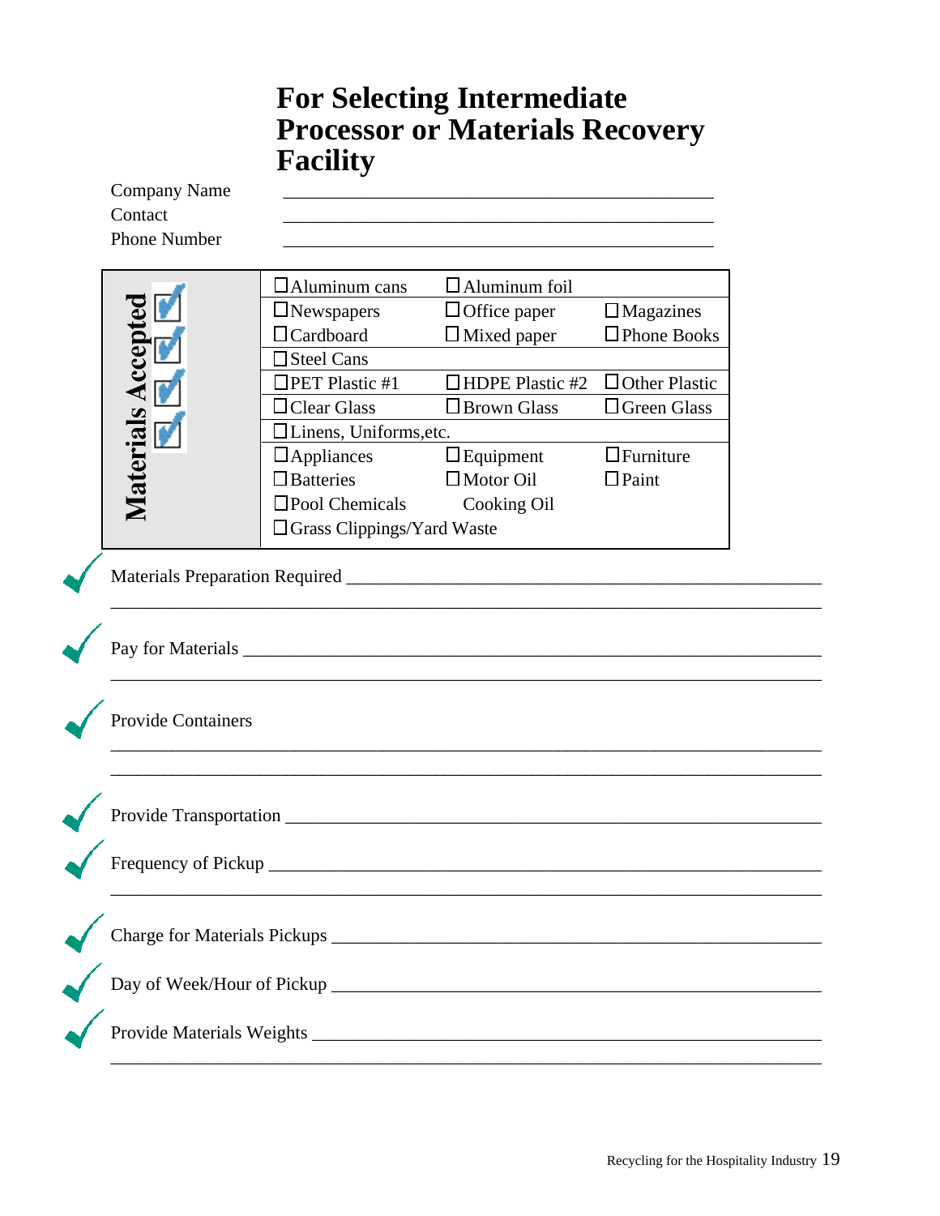# For Selecting Intermediate Processor or Materials Recovery Facility

Company Name \_\_\_\_\_\_\_\_\_\_\_\_\_\_\_\_\_\_\_\_\_\_\_\_\_\_\_\_\_\_\_\_\_\_\_\_\_\_\_\_

Contact \_\_\_\_\_\_\_\_\_\_\_\_\_\_\_\_\_\_\_\_\_\_\_\_\_\_\_\_\_\_\_\_\_\_\_\_\_\_\_\_

Phone Number \_\_\_\_\_\_\_\_\_\_\_\_\_\_\_\_\_\_\_\_\_\_\_\_\_\_\_\_\_\_\_\_\_\_\_\_\_\_\_\_

**Materials Accepted**

| | | |
|---|---|---|
| ☐ Aluminum cans | ☐ Aluminum foil | |
| ☐ Newspapers | ☐ Office paper | ☐ Magazines |
| ☐ Cardboard | ☐ Mixed paper | ☐ Phone Books |
| ☐ Steel Cans | | |
| ☐ PET Plastic #1 | ☐ HDPE Plastic #2 | ☐ Other Plastic |
| ☐ Clear Glass | ☐ Brown Glass | ☐ Green Glass |
| ☐ Linens, Uniforms,etc. | | |
| ☐ Appliances | ☐ Equipment | ☐ Furniture |
| ☐ Batteries | ☐ Motor Oil | ☐ Paint |
| ☐ Pool Chemicals | Cooking Oil | |
| ☐ Grass Clippings/Yard Waste | | |

✓ Materials Preparation Required \_\_\_\_\_\_\_\_\_\_\_\_\_\_\_\_\_\_\_\_\_\_\_\_\_\_\_\_\_\_\_\_\_\_\_\_\_\_\_\_

\_\_\_\_\_\_\_\_\_\_\_\_\_\_\_\_\_\_\_\_\_\_\_\_\_\_\_\_\_\_\_\_\_\_\_\_\_\_\_\_\_\_\_\_\_\_\_\_\_\_\_\_\_\_\_\_\_\_\_\_

✓ Pay for Materials \_\_\_\_\_\_\_\_\_\_\_\_\_\_\_\_\_\_\_\_\_\_\_\_\_\_\_\_\_\_\_\_\_\_\_\_\_\_\_\_\_\_\_\_\_\_\_\_

\_\_\_\_\_\_\_\_\_\_\_\_\_\_\_\_\_\_\_\_\_\_\_\_\_\_\_\_\_\_\_\_\_\_\_\_\_\_\_\_\_\_\_\_\_\_\_\_\_\_\_\_\_\_\_\_\_\_\_\_

✓ Provide Containers

\_\_\_\_\_\_\_\_\_\_\_\_\_\_\_\_\_\_\_\_\_\_\_\_\_\_\_\_\_\_\_\_\_\_\_\_\_\_\_\_\_\_\_\_\_\_\_\_\_\_\_\_\_\_\_\_\_\_\_\_

\_\_\_\_\_\_\_\_\_\_\_\_\_\_\_\_\_\_\_\_\_\_\_\_\_\_\_\_\_\_\_\_\_\_\_\_\_\_\_\_\_\_\_\_\_\_\_\_\_\_\_\_\_\_\_\_\_\_\_\_

✓ Provide Transportation \_\_\_\_\_\_\_\_\_\_\_\_\_\_\_\_\_\_\_\_\_\_\_\_\_\_\_\_\_\_\_\_\_\_\_\_\_\_\_\_\_\_\_\_

✓ Frequency of Pickup \_\_\_\_\_\_\_\_\_\_\_\_\_\_\_\_\_\_\_\_\_\_\_\_\_\_\_\_\_\_\_\_\_\_\_\_\_\_\_\_\_\_\_\_\_

\_\_\_\_\_\_\_\_\_\_\_\_\_\_\_\_\_\_\_\_\_\_\_\_\_\_\_\_\_\_\_\_\_\_\_\_\_\_\_\_\_\_\_\_\_\_\_\_\_\_\_\_\_\_\_\_\_\_\_\_

✓ Charge for Materials Pickups \_\_\_\_\_\_\_\_\_\_\_\_\_\_\_\_\_\_\_\_\_\_\_\_\_\_\_\_\_\_\_\_\_\_\_\_\_\_\_\_\_

✓ Day of Week/Hour of Pickup \_\_\_\_\_\_\_\_\_\_\_\_\_\_\_\_\_\_\_\_\_\_\_\_\_\_\_\_\_\_\_\_\_\_\_\_\_\_\_\_\_

✓ Provide Materials Weights \_\_\_\_\_\_\_\_\_\_\_\_\_\_\_\_\_\_\_\_\_\_\_\_\_\_\_\_\_\_\_\_\_\_\_\_\_\_\_\_\_\_

\_\_\_\_\_\_\_\_\_\_\_\_\_\_\_\_\_\_\_\_\_\_\_\_\_\_\_\_\_\_\_\_\_\_\_\_\_\_\_\_\_\_\_\_\_\_\_\_\_\_\_\_\_\_\_\_\_\_\_\_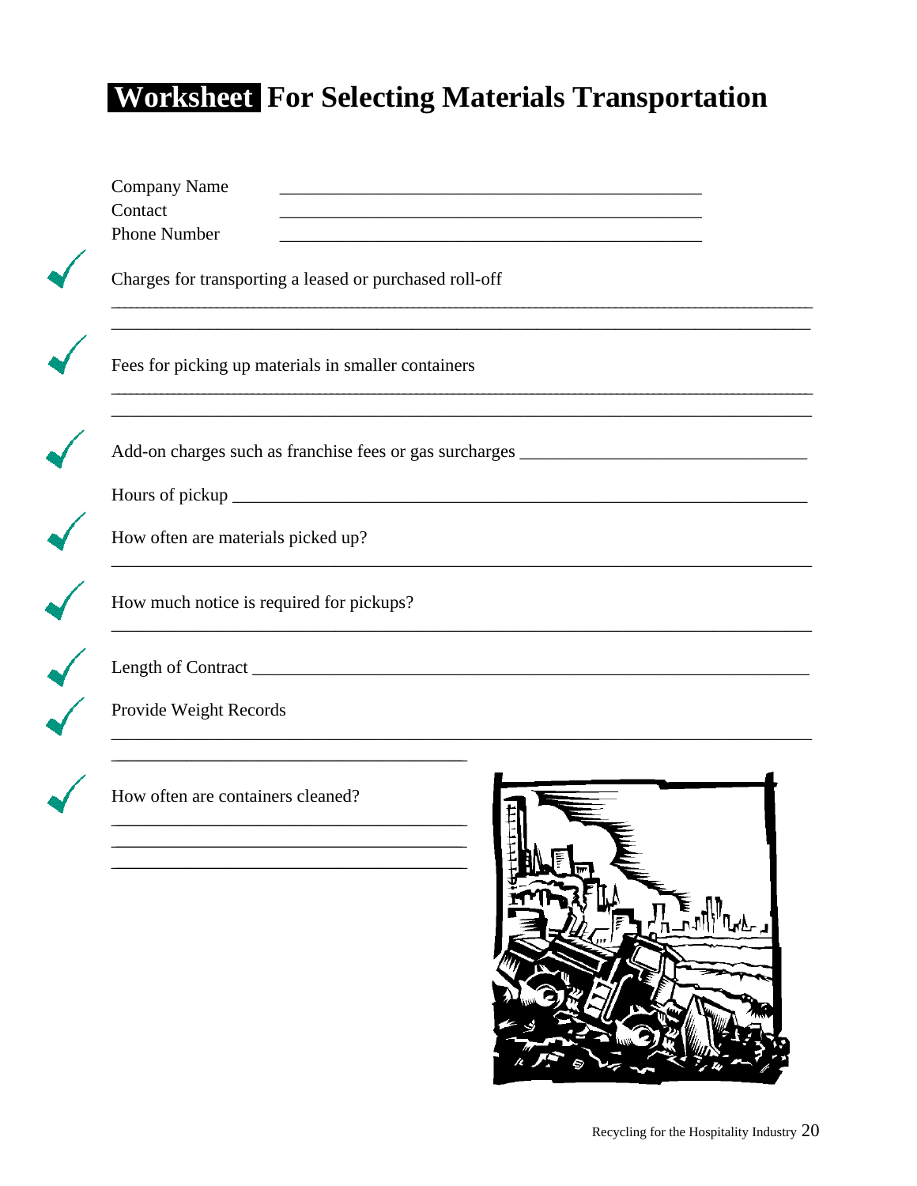# Worksheet For Selecting Materials Transportation

Company Name ______________________________________________

Contact ______________________________________________

Phone Number ______________________________________________

✓ Charges for transporting a leased or purchased roll-off

________________________________________________________________________________

________________________________________________________________________________

✓ Fees for picking up materials in smaller containers

________________________________________________________________________________

________________________________________________________________________________

✓ Add-on charges such as franchise fees or gas surcharges ______________________________

Hours of pickup ______________________________________________________________

✓ How often are materials picked up?

________________________________________________________________________________

✓ How much notice is required for pickups?

________________________________________________________________________________

✓ Length of Contract ____________________________________________________________

✓ Provide Weight Records

________________________________________________________________________________

______________________________________

✓ How often are containers cleaned?

______________________________________

______________________________________

______________________________________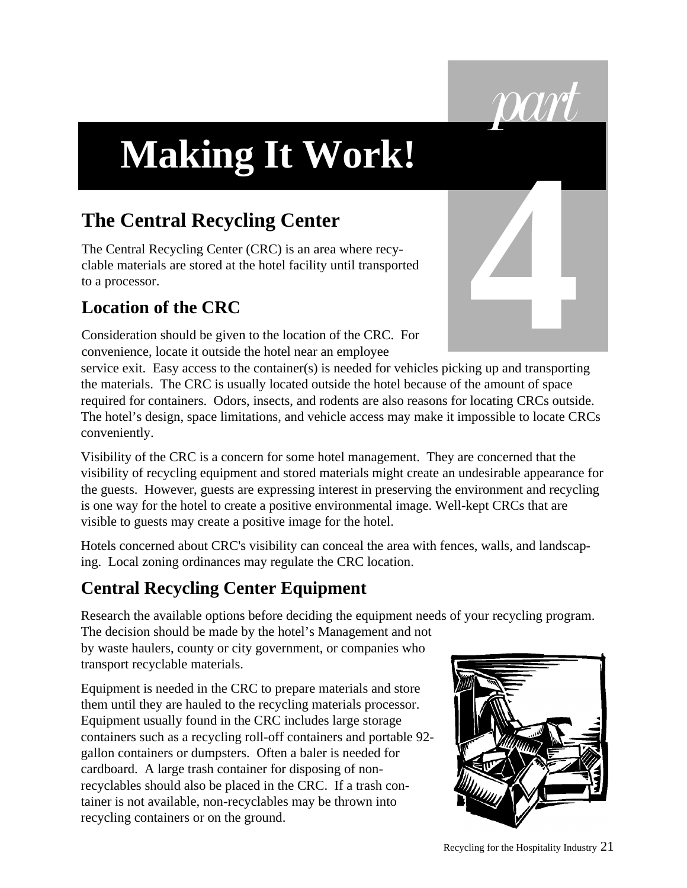# Making It Work!

part 4

## The Central Recycling Center

The Central Recycling Center (CRC) is an area where recyclable materials are stored at the hotel facility until transported to a processor.

## Location of the CRC

Consideration should be given to the location of the CRC. For convenience, locate it outside the hotel near an employee service exit. Easy access to the container(s) is needed for vehicles picking up and transporting the materials. The CRC is usually located outside the hotel because of the amount of space required for containers. Odors, insects, and rodents are also reasons for locating CRCs outside. The hotel's design, space limitations, and vehicle access may make it impossible to locate CRCs conveniently.

Visibility of the CRC is a concern for some hotel management. They are concerned that the visibility of recycling equipment and stored materials might create an undesirable appearance for the guests. However, guests are expressing interest in preserving the environment and recycling is one way for the hotel to create a positive environmental image. Well-kept CRCs that are visible to guests may create a positive image for the hotel.

Hotels concerned about CRC's visibility can conceal the area with fences, walls, and landscaping. Local zoning ordinances may regulate the CRC location.

## Central Recycling Center Equipment

Research the available options before deciding the equipment needs of your recycling program. The decision should be made by the hotel's Management and not by waste haulers, county or city government, or companies who transport recyclable materials.

Equipment is needed in the CRC to prepare materials and store them until they are hauled to the recycling materials processor. Equipment usually found in the CRC includes large storage containers such as a recycling roll-off containers and portable 92-gallon containers or dumpsters. Often a baler is needed for cardboard. A large trash container for disposing of non-recyclables should also be placed in the CRC. If a trash container is not available, non-recyclables may be thrown into recycling containers or on the ground.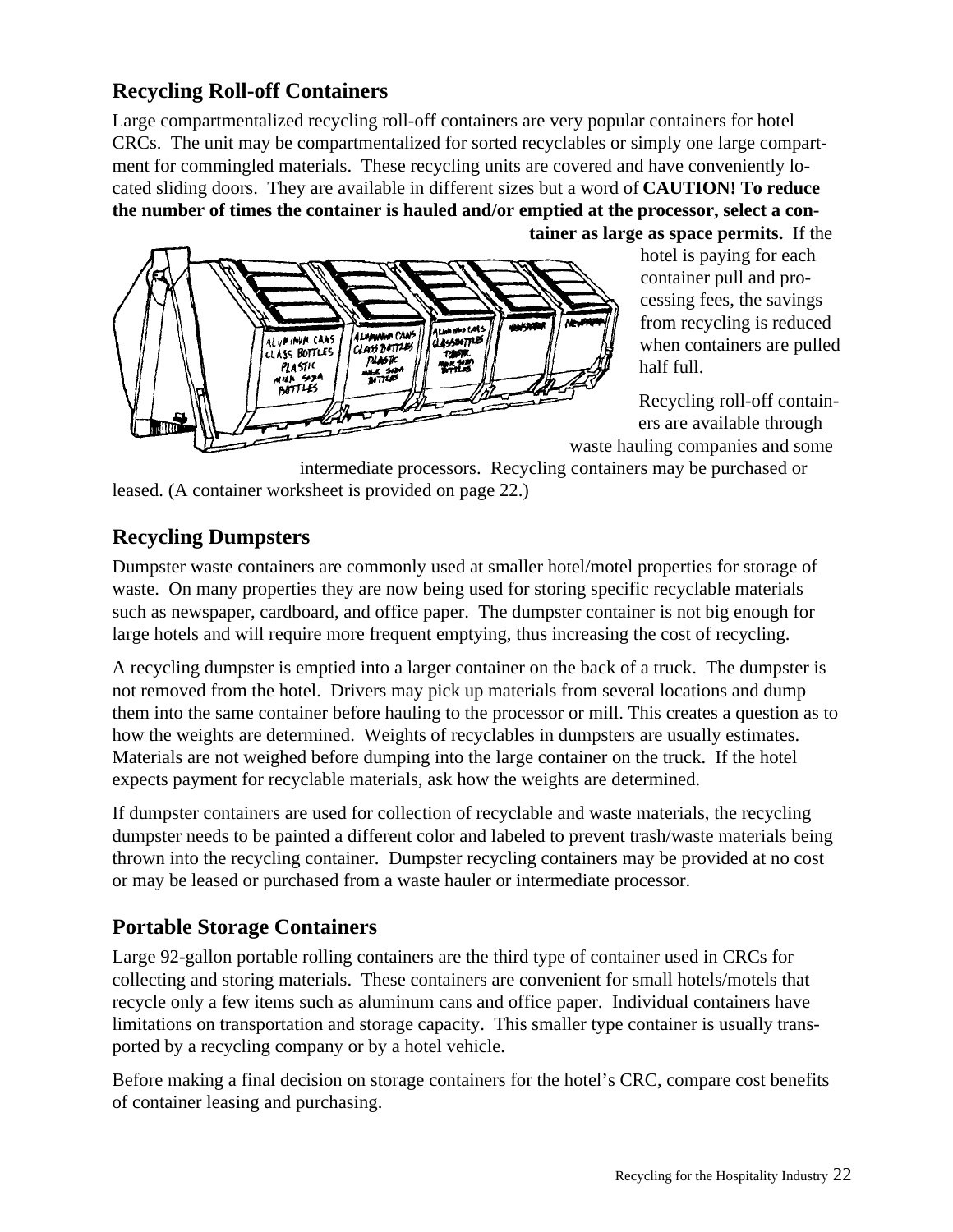## Recycling Roll-off Containers

Large compartmentalized recycling roll-off containers are very popular containers for hotel CRCs. The unit may be compartmentalized for sorted recyclables or simply one large compartment for commingled materials. These recycling units are covered and have conveniently located sliding doors. They are available in different sizes but a word of **CAUTION! To reduce the number of times the container is hauled and/or emptied at the processor, select a container as large as space permits.** If the hotel is paying for each container pull and processing fees, the savings from recycling is reduced when containers are pulled half full.

Recycling roll-off containers are available through waste hauling companies and some intermediate processors. Recycling containers may be purchased or leased. (A container worksheet is provided on page 22.)

## Recycling Dumpsters

Dumpster waste containers are commonly used at smaller hotel/motel properties for storage of waste. On many properties they are now being used for storing specific recyclable materials such as newspaper, cardboard, and office paper. The dumpster container is not big enough for large hotels and will require more frequent emptying, thus increasing the cost of recycling.

A recycling dumpster is emptied into a larger container on the back of a truck. The dumpster is not removed from the hotel. Drivers may pick up materials from several locations and dump them into the same container before hauling to the processor or mill. This creates a question as to how the weights are determined. Weights of recyclables in dumpsters are usually estimates. Materials are not weighed before dumping into the large container on the truck. If the hotel expects payment for recyclable materials, ask how the weights are determined.

If dumpster containers are used for collection of recyclable and waste materials, the recycling dumpster needs to be painted a different color and labeled to prevent trash/waste materials being thrown into the recycling container. Dumpster recycling containers may be provided at no cost or may be leased or purchased from a waste hauler or intermediate processor.

## Portable Storage Containers

Large 92-gallon portable rolling containers are the third type of container used in CRCs for collecting and storing materials. These containers are convenient for small hotels/motels that recycle only a few items such as aluminum cans and office paper. Individual containers have limitations on transportation and storage capacity. This smaller type container is usually transported by a recycling company or by a hotel vehicle.

Before making a final decision on storage containers for the hotel's CRC, compare cost benefits of container leasing and purchasing.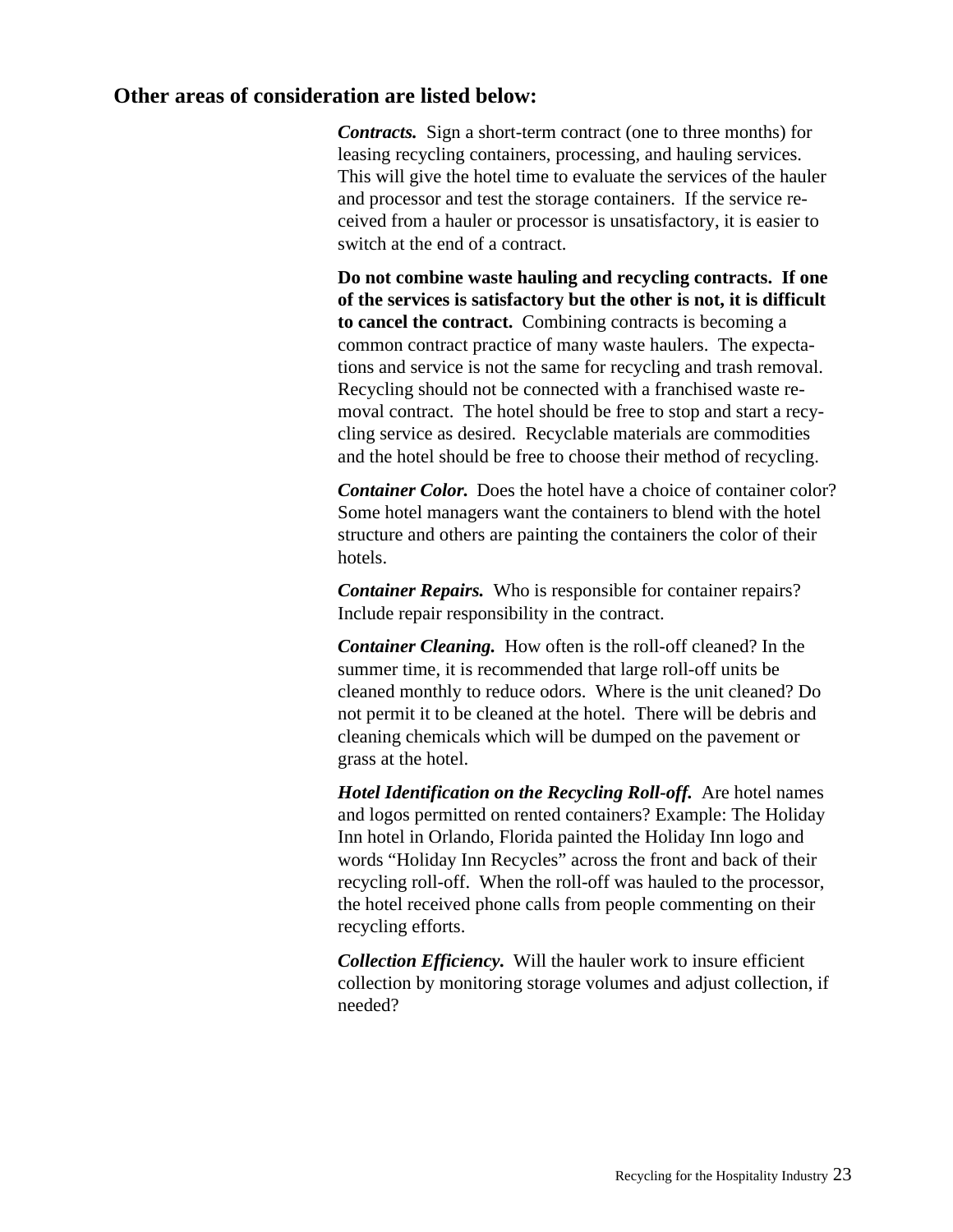## Other areas of consideration are listed below:

***Contracts.*** Sign a short-term contract (one to three months) for leasing recycling containers, processing, and hauling services. This will give the hotel time to evaluate the services of the hauler and processor and test the storage containers. If the service received from a hauler or processor is unsatisfactory, it is easier to switch at the end of a contract.

**Do not combine waste hauling and recycling contracts. If one of the services is satisfactory but the other is not, it is difficult to cancel the contract.** Combining contracts is becoming a common contract practice of many waste haulers. The expectations and service is not the same for recycling and trash removal. Recycling should not be connected with a franchised waste removal contract. The hotel should be free to stop and start a recycling service as desired. Recyclable materials are commodities and the hotel should be free to choose their method of recycling.

***Container Color.*** Does the hotel have a choice of container color? Some hotel managers want the containers to blend with the hotel structure and others are painting the containers the color of their hotels.

***Container Repairs.*** Who is responsible for container repairs? Include repair responsibility in the contract.

***Container Cleaning.*** How often is the roll-off cleaned? In the summer time, it is recommended that large roll-off units be cleaned monthly to reduce odors. Where is the unit cleaned? Do not permit it to be cleaned at the hotel. There will be debris and cleaning chemicals which will be dumped on the pavement or grass at the hotel.

***Hotel Identification on the Recycling Roll-off.*** Are hotel names and logos permitted on rented containers? Example: The Holiday Inn hotel in Orlando, Florida painted the Holiday Inn logo and words "Holiday Inn Recycles" across the front and back of their recycling roll-off. When the roll-off was hauled to the processor, the hotel received phone calls from people commenting on their recycling efforts.

***Collection Efficiency.*** Will the hauler work to insure efficient collection by monitoring storage volumes and adjust collection, if needed?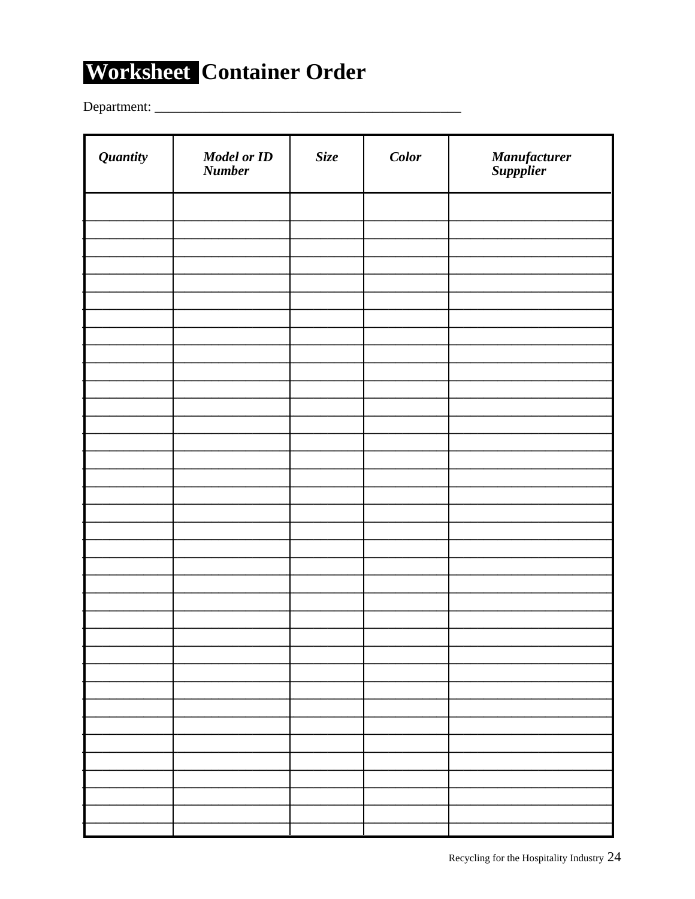# Worksheet Container Order

Department: _______________________________________________

| ***Quantity*** | ***Model or ID Number*** | ***Size*** | ***Color*** | ***Manufacturer Suppplier*** |
|---|---|---|---|---|
| | | | | |
| | | | | |
| | | | | |
| | | | | |
| | | | | |
| | | | | |
| | | | | |
| | | | | |
| | | | | |
| | | | | |
| | | | | |
| | | | | |
| | | | | |
| | | | | |
| | | | | |
| | | | | |
| | | | | |
| | | | | |
| | | | | |
| | | | | |
| | | | | |
| | | | | |
| | | | | |
| | | | | |
| | | | | |
| | | | | |
| | | | | |
| | | | | |
| | | | | |
| | | | | |
| | | | | |
| | | | | |
| | | | | |
| | | | | |
| | | | | |
| | | | | |
| | | | | |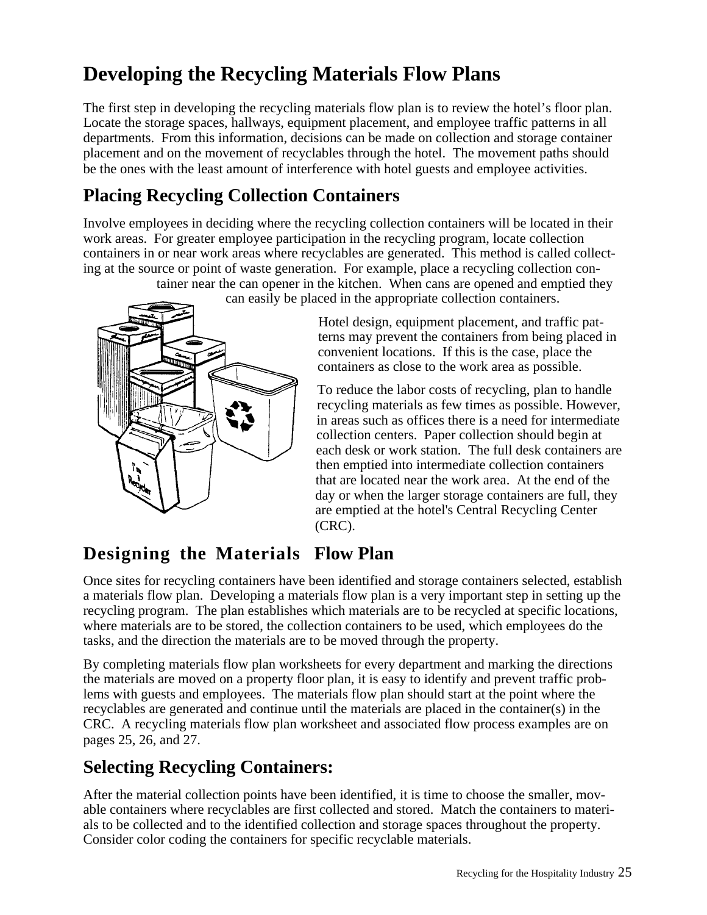# Developing the Recycling Materials Flow Plans

The first step in developing the recycling materials flow plan is to review the hotel's floor plan. Locate the storage spaces, hallways, equipment placement, and employee traffic patterns in all departments. From this information, decisions can be made on collection and storage container placement and on the movement of recyclables through the hotel. The movement paths should be the ones with the least amount of interference with hotel guests and employee activities.

## Placing Recycling Collection Containers

Involve employees in deciding where the recycling collection containers will be located in their work areas. For greater employee participation in the recycling program, locate collection containers in or near work areas where recyclables are generated. This method is called collecting at the source or point of waste generation. For example, place a recycling collection container near the can opener in the kitchen. When cans are opened and emptied they can easily be placed in the appropriate collection containers.

Hotel design, equipment placement, and traffic patterns may prevent the containers from being placed in convenient locations. If this is the case, place the containers as close to the work area as possible.

To reduce the labor costs of recycling, plan to handle recycling materials as few times as possible. However, in areas such as offices there is a need for intermediate collection centers. Paper collection should begin at each desk or work station. The full desk containers are then emptied into intermediate collection containers that are located near the work area. At the end of the day or when the larger storage containers are full, they are emptied at the hotel's Central Recycling Center (CRC).

## Designing the Materials Flow Plan

Once sites for recycling containers have been identified and storage containers selected, establish a materials flow plan. Developing a materials flow plan is a very important step in setting up the recycling program. The plan establishes which materials are to be recycled at specific locations, where materials are to be stored, the collection containers to be used, which employees do the tasks, and the direction the materials are to be moved through the property.

By completing materials flow plan worksheets for every department and marking the directions the materials are moved on a property floor plan, it is easy to identify and prevent traffic problems with guests and employees. The materials flow plan should start at the point where the recyclables are generated and continue until the materials are placed in the container(s) in the CRC. A recycling materials flow plan worksheet and associated flow process examples are on pages 25, 26, and 27.

## Selecting Recycling Containers:

After the material collection points have been identified, it is time to choose the smaller, movable containers where recyclables are first collected and stored. Match the containers to materials to be collected and to the identified collection and storage spaces throughout the property. Consider color coding the containers for specific recyclable materials.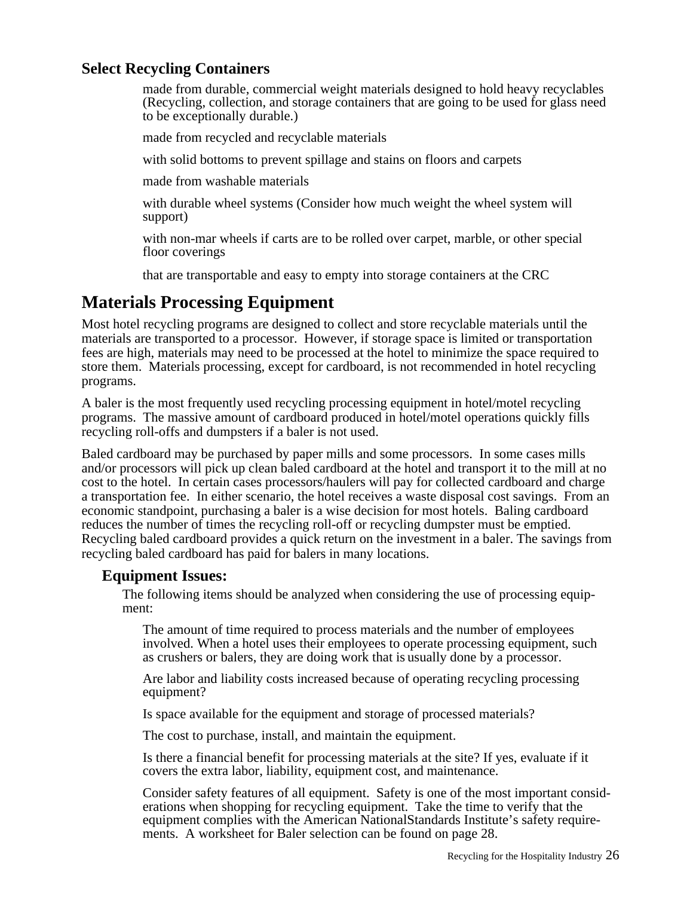### Select Recycling Containers

- made from durable, commercial weight materials designed to hold heavy recyclables (Recycling, collection, and storage containers that are going to be used for glass need to be exceptionally durable.)
- made from recycled and recyclable materials
- with solid bottoms to prevent spillage and stains on floors and carpets
- made from washable materials
- with durable wheel systems (Consider how much weight the wheel system will support)
- with non-mar wheels if carts are to be rolled over carpet, marble, or other special floor coverings
- that are transportable and easy to empty into storage containers at the CRC

## Materials Processing Equipment

Most hotel recycling programs are designed to collect and store recyclable materials until the materials are transported to a processor. However, if storage space is limited or transportation fees are high, materials may need to be processed at the hotel to minimize the space required to store them. Materials processing, except for cardboard, is not recommended in hotel recycling programs.

A baler is the most frequently used recycling processing equipment in hotel/motel recycling programs. The massive amount of cardboard produced in hotel/motel operations quickly fills recycling roll-offs and dumpsters if a baler is not used.

Baled cardboard may be purchased by paper mills and some processors. In some cases mills and/or processors will pick up clean baled cardboard at the hotel and transport it to the mill at no cost to the hotel. In certain cases processors/haulers will pay for collected cardboard and charge a transportation fee. In either scenario, the hotel receives a waste disposal cost savings. From an economic standpoint, purchasing a baler is a wise decision for most hotels. Baling cardboard reduces the number of times the recycling roll-off or recycling dumpster must be emptied. Recycling baled cardboard provides a quick return on the investment in a baler. The savings from recycling baled cardboard has paid for balers in many locations.

### Equipment Issues:

The following items should be analyzed when considering the use of processing equipment:

- The amount of time required to process materials and the number of employees involved. When a hotel uses their employees to operate processing equipment, such as crushers or balers, they are doing work that is usually done by a processor.
- Are labor and liability costs increased because of operating recycling processing equipment?
- Is space available for the equipment and storage of processed materials?
- The cost to purchase, install, and maintain the equipment.
- Is there a financial benefit for processing materials at the site? If yes, evaluate if it covers the extra labor, liability, equipment cost, and maintenance.
- Consider safety features of all equipment. Safety is one of the most important considerations when shopping for recycling equipment. Take the time to verify that the equipment complies with the American National Standards Institute's safety requirements. A worksheet for Baler selection can be found on page 28.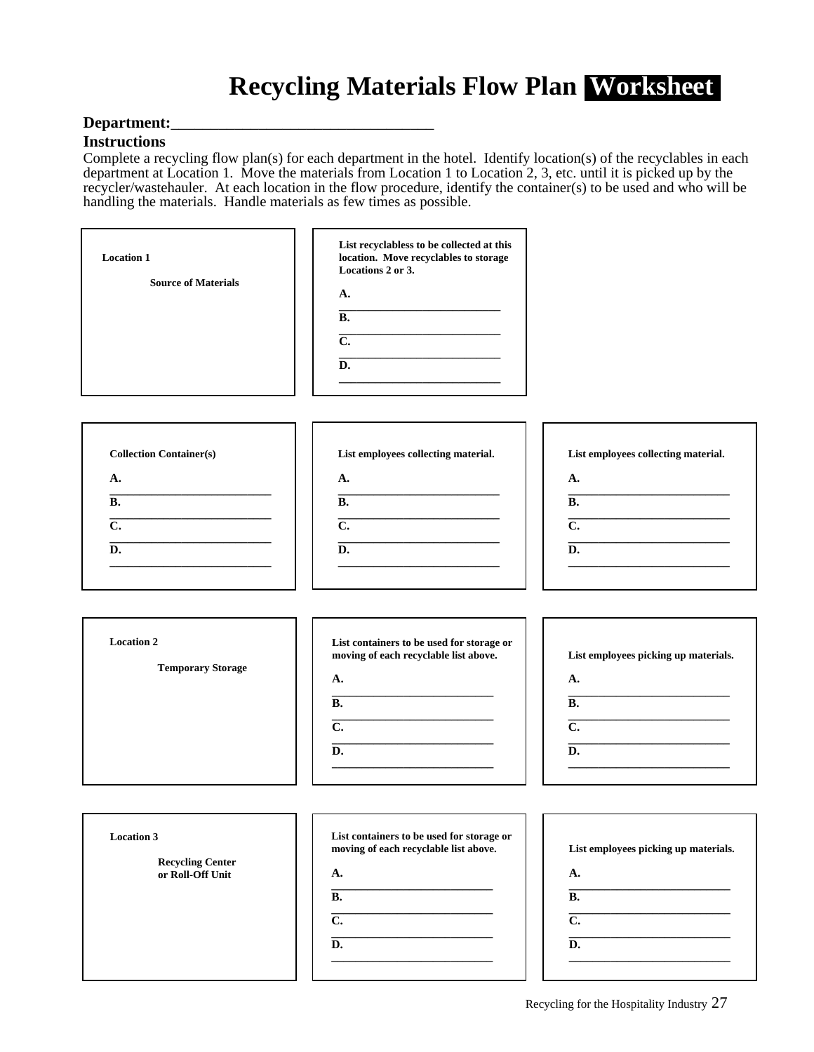# Recycling Materials Flow Plan Worksheet

**Department:**___________________________________

**Instructions**

Complete a recycling flow plan(s) for each department in the hotel. Identify location(s) of the recyclables in each department at Location 1. Move the materials from Location 1 to Location 2, 3, etc. until it is picked up by the recycler/wastehauler. At each location in the flow procedure, identify the container(s) to be used and who will be handling the materials. Handle materials as few times as possible.

**Location 1**

**Source of Materials**

**List recyclabless to be collected at this location. Move recyclables to storage Locations 2 or 3.**

**A.** ___________________________
**B.** ___________________________
**C.** ___________________________
**D.** ___________________________

**Collection Container(s)**

**A.** ___________________________
**B.** ___________________________
**C.** ___________________________
**D.** ___________________________

**List employees collecting material.**

**A.** ___________________________
**B.** ___________________________
**C.** ___________________________
**D.** ___________________________

**List employees collecting material.**

**A.** ___________________________
**B.** ___________________________
**C.** ___________________________
**D.** ___________________________

**Location 2**

**Temporary Storage**

**List containers to be used for storage or moving of each recyclable list above.**

**A.** ___________________________
**B.** ___________________________
**C.** ___________________________
**D.** ___________________________

**List employees picking up materials.**

**A.** ___________________________
**B.** ___________________________
**C.** ___________________________
**D.** ___________________________

**Location 3**

**Recycling Center or Roll-Off Unit**

**List containers to be used for storage or moving of each recyclable list above.**

**A.** ___________________________
**B.** ___________________________
**C.** ___________________________
**D.** ___________________________

**List employees picking up materials.**

**A.** ___________________________
**B.** ___________________________
**C.** ___________________________
**D.** ___________________________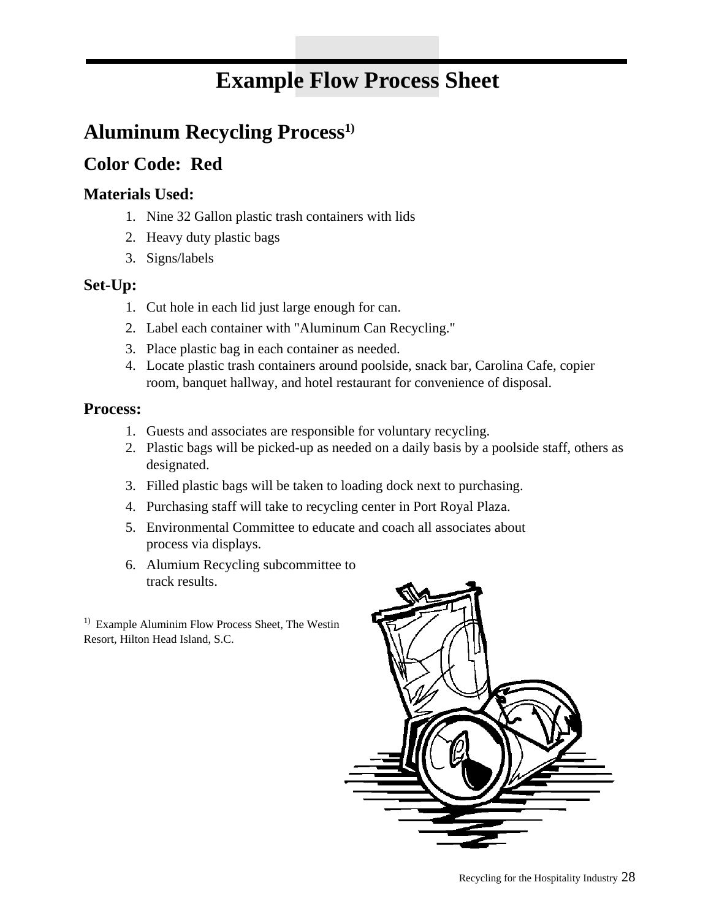# Example Flow Process Sheet

## Aluminum Recycling Process[1)]

## Color Code: Red

### Materials Used:

1. Nine 32 Gallon plastic trash containers with lids
2. Heavy duty plastic bags
3. Signs/labels

### Set-Up:

1. Cut hole in each lid just large enough for can.
2. Label each container with "Aluminum Can Recycling."
3. Place plastic bag in each container as needed.
4. Locate plastic trash containers around poolside, snack bar, Carolina Cafe, copier room, banquet hallway, and hotel restaurant for convenience of disposal.

### Process:

1. Guests and associates are responsible for voluntary recycling.
2. Plastic bags will be picked-up as needed on a daily basis by a poolside staff, others as designated.
3. Filled plastic bags will be taken to loading dock next to purchasing.
4. Purchasing staff will take to recycling center in Port Royal Plaza.
5. Environmental Committee to educate and coach all associates about process via displays.
6. Alumium Recycling subcommittee to track results.

[1)] Example Aluminim Flow Process Sheet, The Westin Resort, Hilton Head Island, S.C.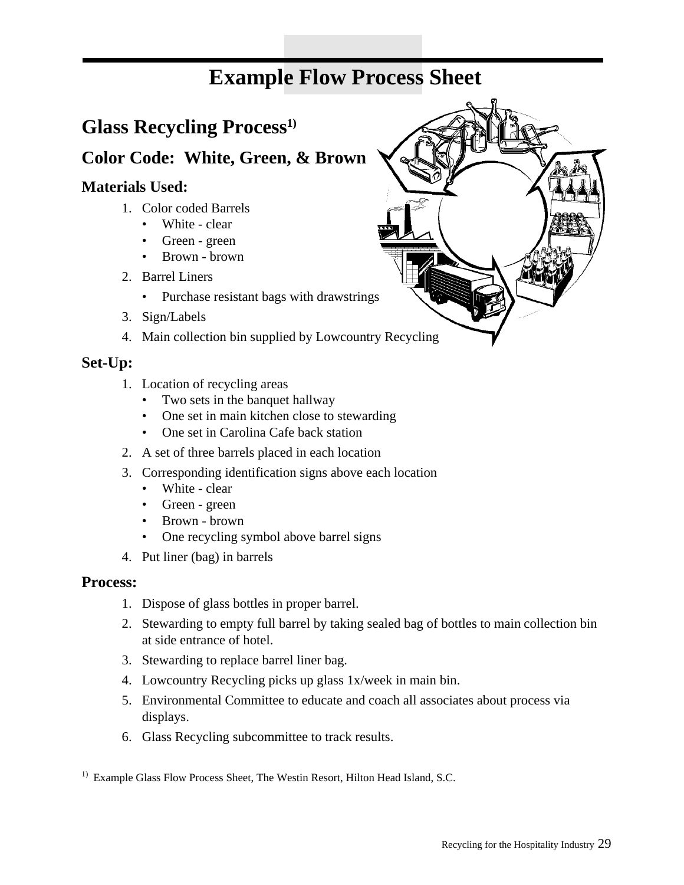# Example Flow Process Sheet

## Glass Recycling Process[1)]

### Color Code: White, Green, & Brown

**Materials Used:**

1. Color coded Barrels
   - White - clear
   - Green - green
   - Brown - brown
2. Barrel Liners
   - Purchase resistant bags with drawstrings
3. Sign/Labels
4. Main collection bin supplied by Lowcountry Recycling

**Set-Up:**

1. Location of recycling areas
   - Two sets in the banquet hallway
   - One set in main kitchen close to stewarding
   - One set in Carolina Cafe back station
2. A set of three barrels placed in each location
3. Corresponding identification signs above each location
   - White - clear
   - Green - green
   - Brown - brown
   - One recycling symbol above barrel signs
4. Put liner (bag) in barrels

**Process:**

1. Dispose of glass bottles in proper barrel.
2. Stewarding to empty full barrel by taking sealed bag of bottles to main collection bin at side entrance of hotel.
3. Stewarding to replace barrel liner bag.
4. Lowcountry Recycling picks up glass 1x/week in main bin.
5. Environmental Committee to educate and coach all associates about process via displays.
6. Glass Recycling subcommittee to track results.

[1)] Example Glass Flow Process Sheet, The Westin Resort, Hilton Head Island, S.C.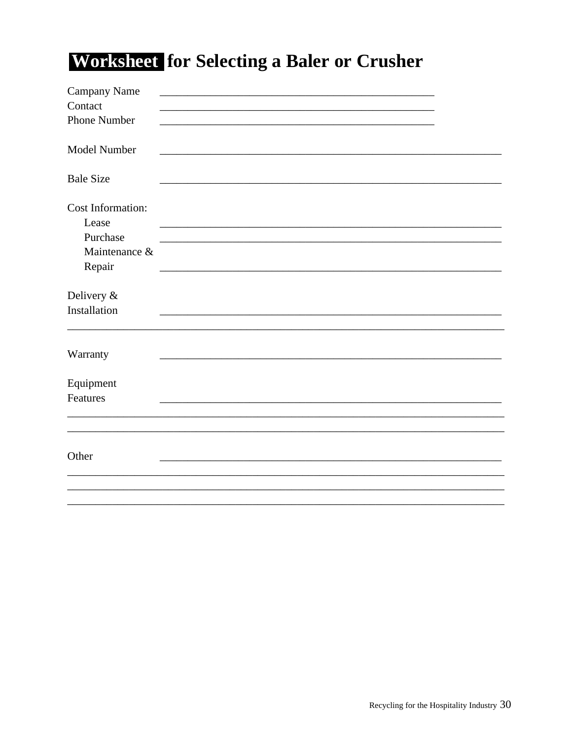# Worksheet for Selecting a Baler or Crusher

Campany Name ____________________________________________

Contact ____________________________________________

Phone Number ____________________________________________

Model Number ____________________________________________

Bale Size ____________________________________________

Cost Information:

- Lease ____________________________________________
- Purchase ____________________________________________
- Maintenance & Repair ____________________________________________

Delivery & Installation ____________________________________________

____________________________________________________________

Warranty ____________________________________________

Equipment Features ____________________________________________

____________________________________________________________

____________________________________________________________

Other ____________________________________________

____________________________________________________________

____________________________________________________________

____________________________________________________________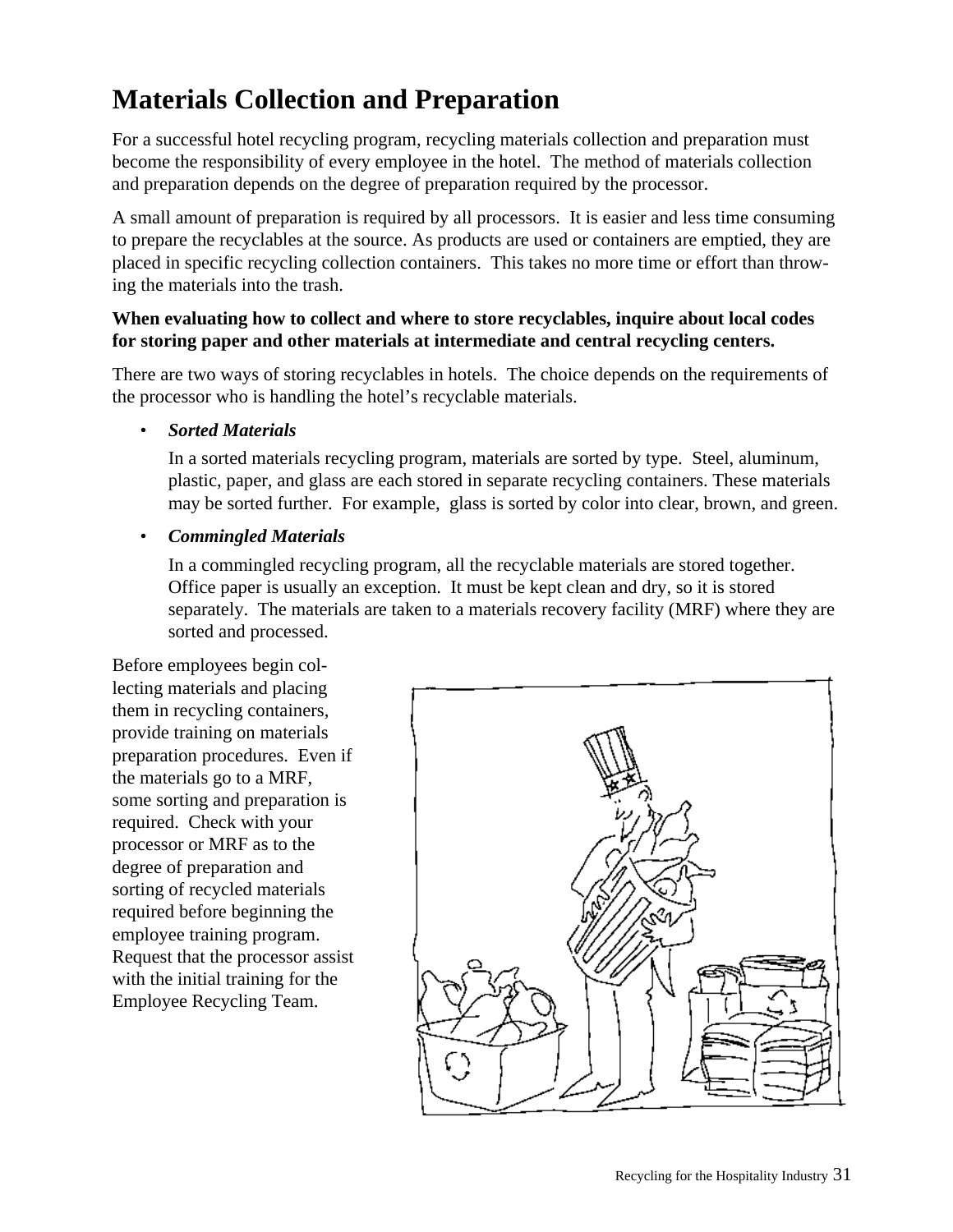# Materials Collection and Preparation

For a successful hotel recycling program, recycling materials collection and preparation must become the responsibility of every employee in the hotel. The method of materials collection and preparation depends on the degree of preparation required by the processor.

A small amount of preparation is required by all processors. It is easier and less time consuming to prepare the recyclables at the source. As products are used or containers are emptied, they are placed in specific recycling collection containers. This takes no more time or effort than throwing the materials into the trash.

**When evaluating how to collect and where to store recyclables, inquire about local codes for storing paper and other materials at intermediate and central recycling centers.**

There are two ways of storing recyclables in hotels. The choice depends on the requirements of the processor who is handling the hotel's recyclable materials.

- ***Sorted Materials***

  In a sorted materials recycling program, materials are sorted by type. Steel, aluminum, plastic, paper, and glass are each stored in separate recycling containers. These materials may be sorted further. For example, glass is sorted by color into clear, brown, and green.

- ***Commingled Materials***

  In a commingled recycling program, all the recyclable materials are stored together. Office paper is usually an exception. It must be kept clean and dry, so it is stored separately. The materials are taken to a materials recovery facility (MRF) where they are sorted and processed.

Before employees begin collecting materials and placing them in recycling containers, provide training on materials preparation procedures. Even if the materials go to a MRF, some sorting and preparation is required. Check with your processor or MRF as to the degree of preparation and sorting of recycled materials required before beginning the employee training program. Request that the processor assist with the initial training for the Employee Recycling Team.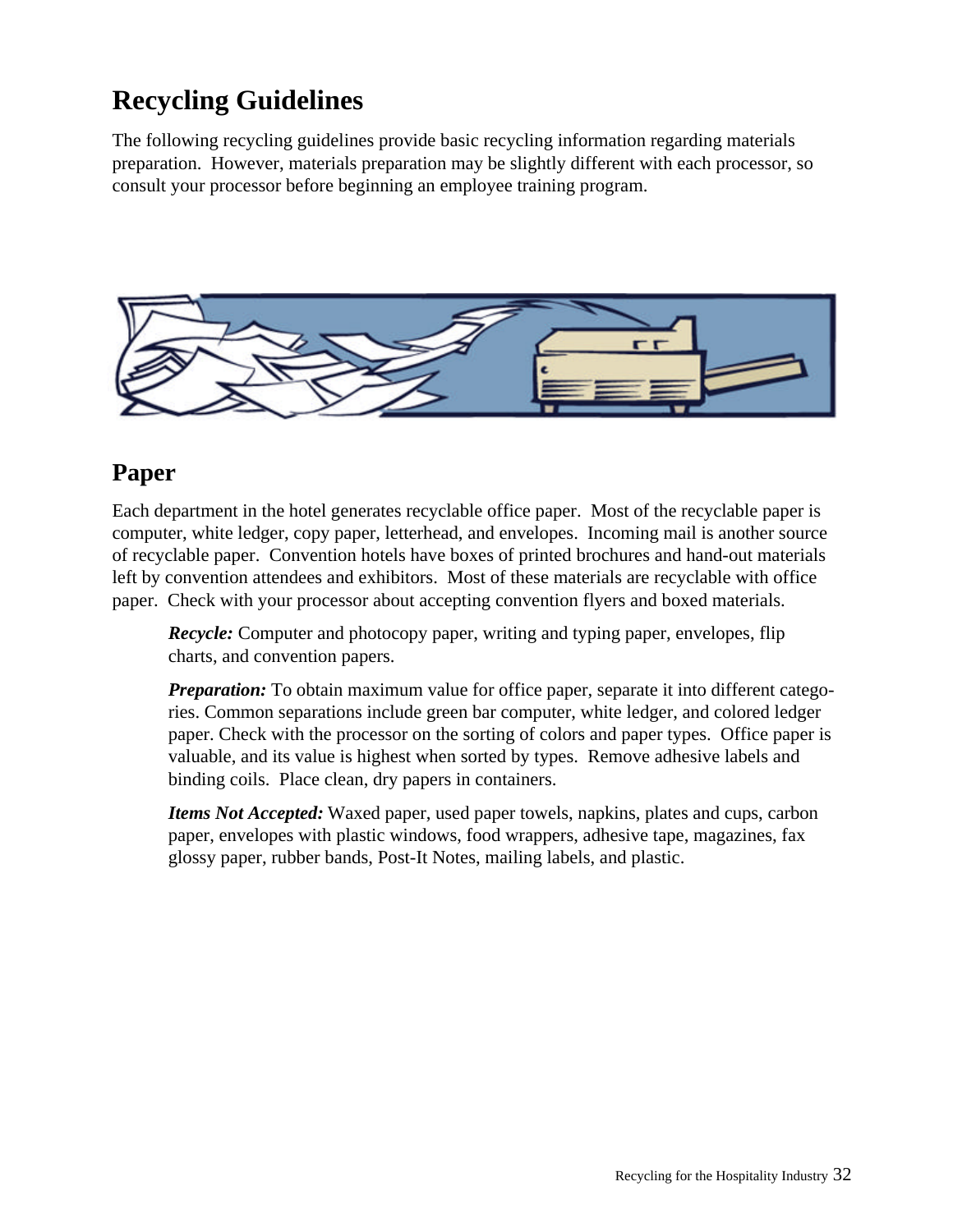# Recycling Guidelines

The following recycling guidelines provide basic recycling information regarding materials preparation. However, materials preparation may be slightly different with each processor, so consult your processor before beginning an employee training program.

## Paper

Each department in the hotel generates recyclable office paper. Most of the recyclable paper is computer, white ledger, copy paper, letterhead, and envelopes. Incoming mail is another source of recyclable paper. Convention hotels have boxes of printed brochures and hand-out materials left by convention attendees and exhibitors. Most of these materials are recyclable with office paper. Check with your processor about accepting convention flyers and boxed materials.

***Recycle:*** Computer and photocopy paper, writing and typing paper, envelopes, flip charts, and convention papers.

***Preparation:*** To obtain maximum value for office paper, separate it into different categories. Common separations include green bar computer, white ledger, and colored ledger paper. Check with the processor on the sorting of colors and paper types. Office paper is valuable, and its value is highest when sorted by types. Remove adhesive labels and binding coils. Place clean, dry papers in containers.

***Items Not Accepted:*** Waxed paper, used paper towels, napkins, plates and cups, carbon paper, envelopes with plastic windows, food wrappers, adhesive tape, magazines, fax glossy paper, rubber bands, Post-It Notes, mailing labels, and plastic.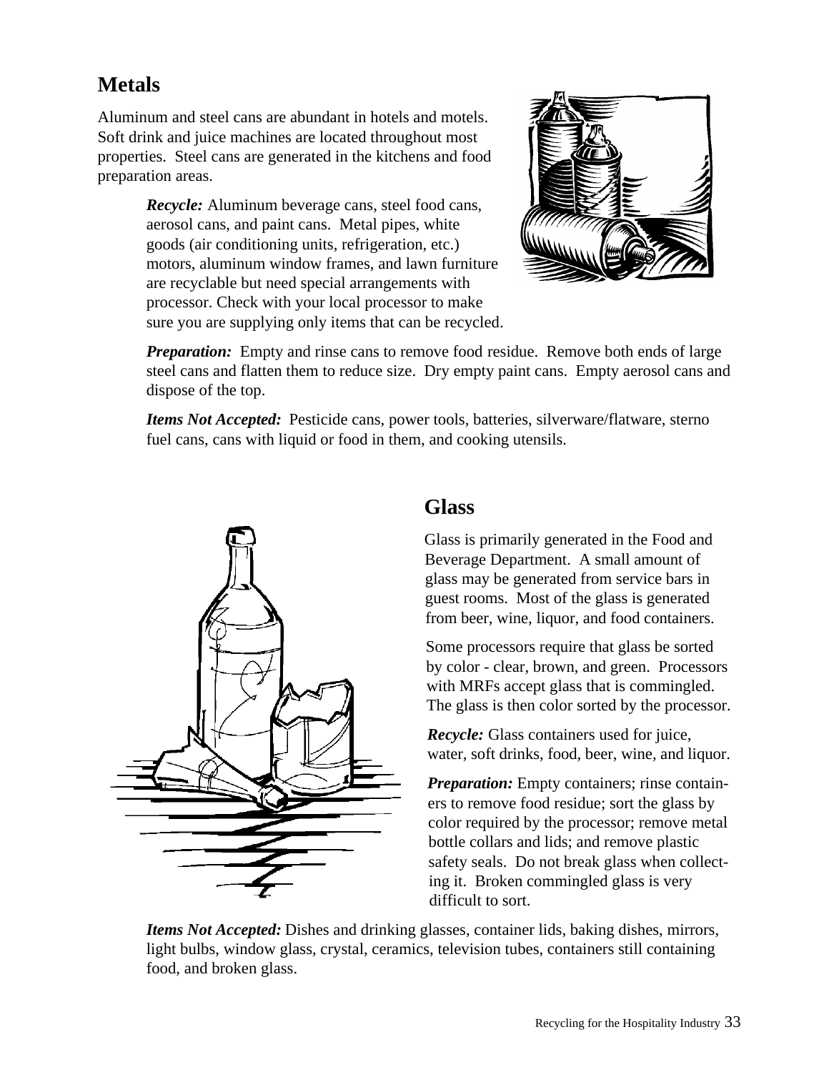## Metals

Aluminum and steel cans are abundant in hotels and motels. Soft drink and juice machines are located throughout most properties. Steel cans are generated in the kitchens and food preparation areas.

***Recycle:*** Aluminum beverage cans, steel food cans, aerosol cans, and paint cans. Metal pipes, white goods (air conditioning units, refrigeration, etc.) motors, aluminum window frames, and lawn furniture are recyclable but need special arrangements with processor. Check with your local processor to make sure you are supplying only items that can be recycled.

***Preparation:*** Empty and rinse cans to remove food residue. Remove both ends of large steel cans and flatten them to reduce size. Dry empty paint cans. Empty aerosol cans and dispose of the top.

***Items Not Accepted:*** Pesticide cans, power tools, batteries, silverware/flatware, sterno fuel cans, cans with liquid or food in them, and cooking utensils.

## Glass

Glass is primarily generated in the Food and Beverage Department. A small amount of glass may be generated from service bars in guest rooms. Most of the glass is generated from beer, wine, liquor, and food containers.

Some processors require that glass be sorted by color - clear, brown, and green. Processors with MRFs accept glass that is commingled. The glass is then color sorted by the processor.

***Recycle:*** Glass containers used for juice, water, soft drinks, food, beer, wine, and liquor.

***Preparation:*** Empty containers; rinse containers to remove food residue; sort the glass by color required by the processor; remove metal bottle collars and lids; and remove plastic safety seals. Do not break glass when collecting it. Broken commingled glass is very difficult to sort.

***Items Not Accepted:*** Dishes and drinking glasses, container lids, baking dishes, mirrors, light bulbs, window glass, crystal, ceramics, television tubes, containers still containing food, and broken glass.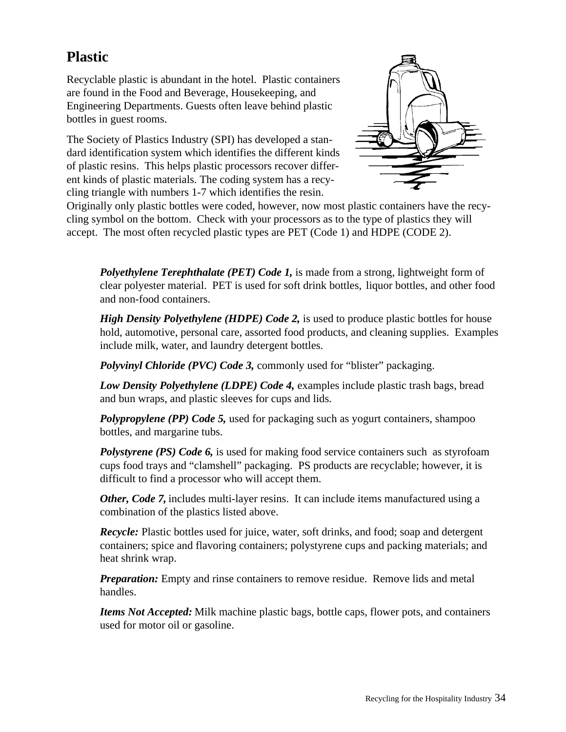## Plastic

Recyclable plastic is abundant in the hotel. Plastic containers are found in the Food and Beverage, Housekeeping, and Engineering Departments. Guests often leave behind plastic bottles in guest rooms.

The Society of Plastics Industry (SPI) has developed a standard identification system which identifies the different kinds of plastic resins. This helps plastic processors recover different kinds of plastic materials. The coding system has a recycling triangle with numbers 1-7 which identifies the resin. Originally only plastic bottles were coded, however, now most plastic containers have the recycling symbol on the bottom. Check with your processors as to the type of plastics they will accept. The most often recycled plastic types are PET (Code 1) and HDPE (CODE 2).

***Polyethylene Terephthalate (PET) Code 1,*** is made from a strong, lightweight form of clear polyester material. PET is used for soft drink bottles, liquor bottles, and other food and non-food containers.

***High Density Polyethylene (HDPE) Code 2,*** is used to produce plastic bottles for house hold, automotive, personal care, assorted food products, and cleaning supplies. Examples include milk, water, and laundry detergent bottles.

***Polyvinyl Chloride (PVC) Code 3,*** commonly used for "blister" packaging.

***Low Density Polyethylene (LDPE) Code 4,*** examples include plastic trash bags, bread and bun wraps, and plastic sleeves for cups and lids.

***Polypropylene (PP) Code 5,*** used for packaging such as yogurt containers, shampoo bottles, and margarine tubs.

***Polystyrene (PS) Code 6,*** is used for making food service containers such as styrofoam cups food trays and "clamshell" packaging. PS products are recyclable; however, it is difficult to find a processor who will accept them.

***Other, Code 7,*** includes multi-layer resins. It can include items manufactured using a combination of the plastics listed above.

***Recycle:*** Plastic bottles used for juice, water, soft drinks, and food; soap and detergent containers; spice and flavoring containers; polystyrene cups and packing materials; and heat shrink wrap.

***Preparation:*** Empty and rinse containers to remove residue. Remove lids and metal handles.

***Items Not Accepted:*** Milk machine plastic bags, bottle caps, flower pots, and containers used for motor oil or gasoline.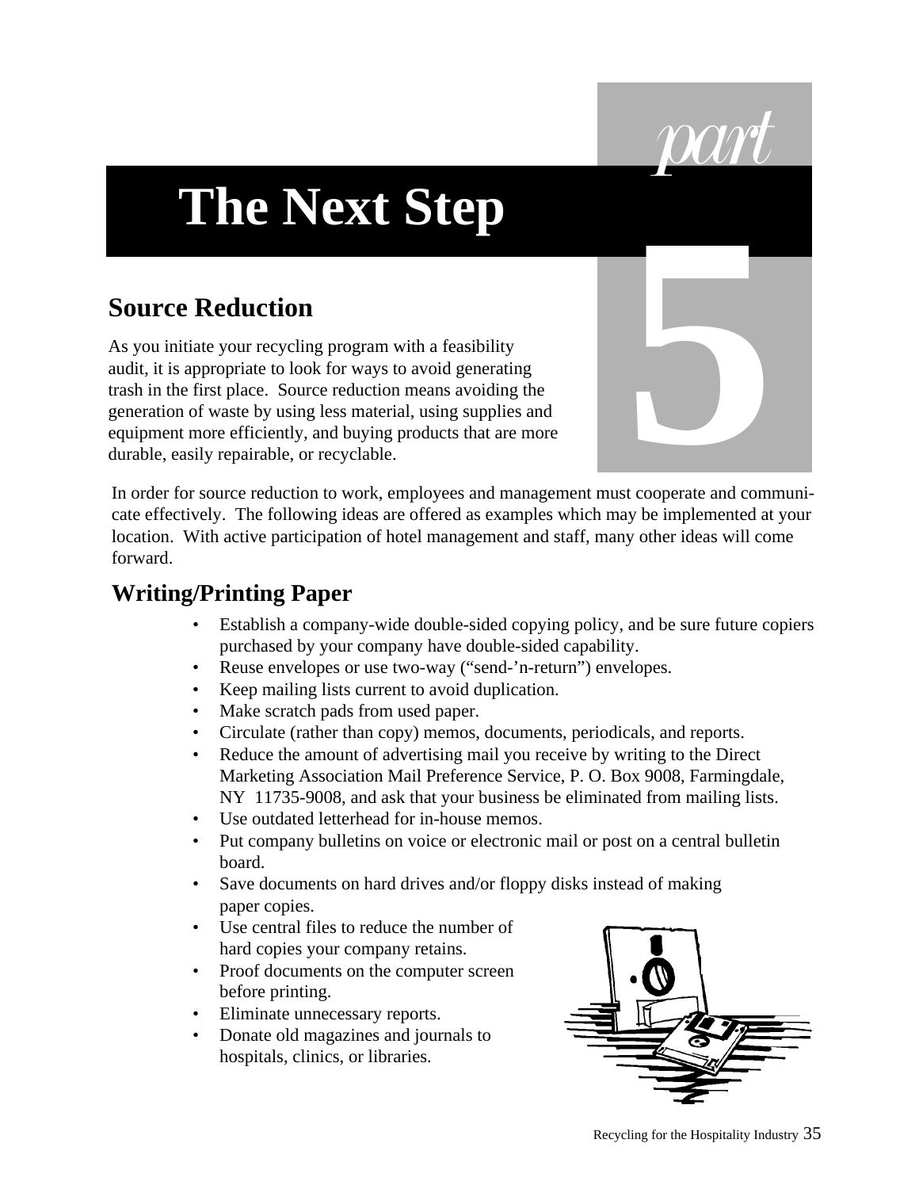# The Next Step

part 5

## Source Reduction

As you initiate your recycling program with a feasibility audit, it is appropriate to look for ways to avoid generating trash in the first place. Source reduction means avoiding the generation of waste by using less material, using supplies and equipment more efficiently, and buying products that are more durable, easily repairable, or recyclable.

In order for source reduction to work, employees and management must cooperate and communicate effectively. The following ideas are offered as examples which may be implemented at your location. With active participation of hotel management and staff, many other ideas will come forward.

## Writing/Printing Paper

- Establish a company-wide double-sided copying policy, and be sure future copiers purchased by your company have double-sided capability.
- Reuse envelopes or use two-way ("send-'n-return") envelopes.
- Keep mailing lists current to avoid duplication.
- Make scratch pads from used paper.
- Circulate (rather than copy) memos, documents, periodicals, and reports.
- Reduce the amount of advertising mail you receive by writing to the Direct Marketing Association Mail Preference Service, P. O. Box 9008, Farmingdale, NY 11735-9008, and ask that your business be eliminated from mailing lists.
- Use outdated letterhead for in-house memos.
- Put company bulletins on voice or electronic mail or post on a central bulletin board.
- Save documents on hard drives and/or floppy disks instead of making paper copies.
- Use central files to reduce the number of hard copies your company retains.
- Proof documents on the computer screen before printing.
- Eliminate unnecessary reports.
- Donate old magazines and journals to hospitals, clinics, or libraries.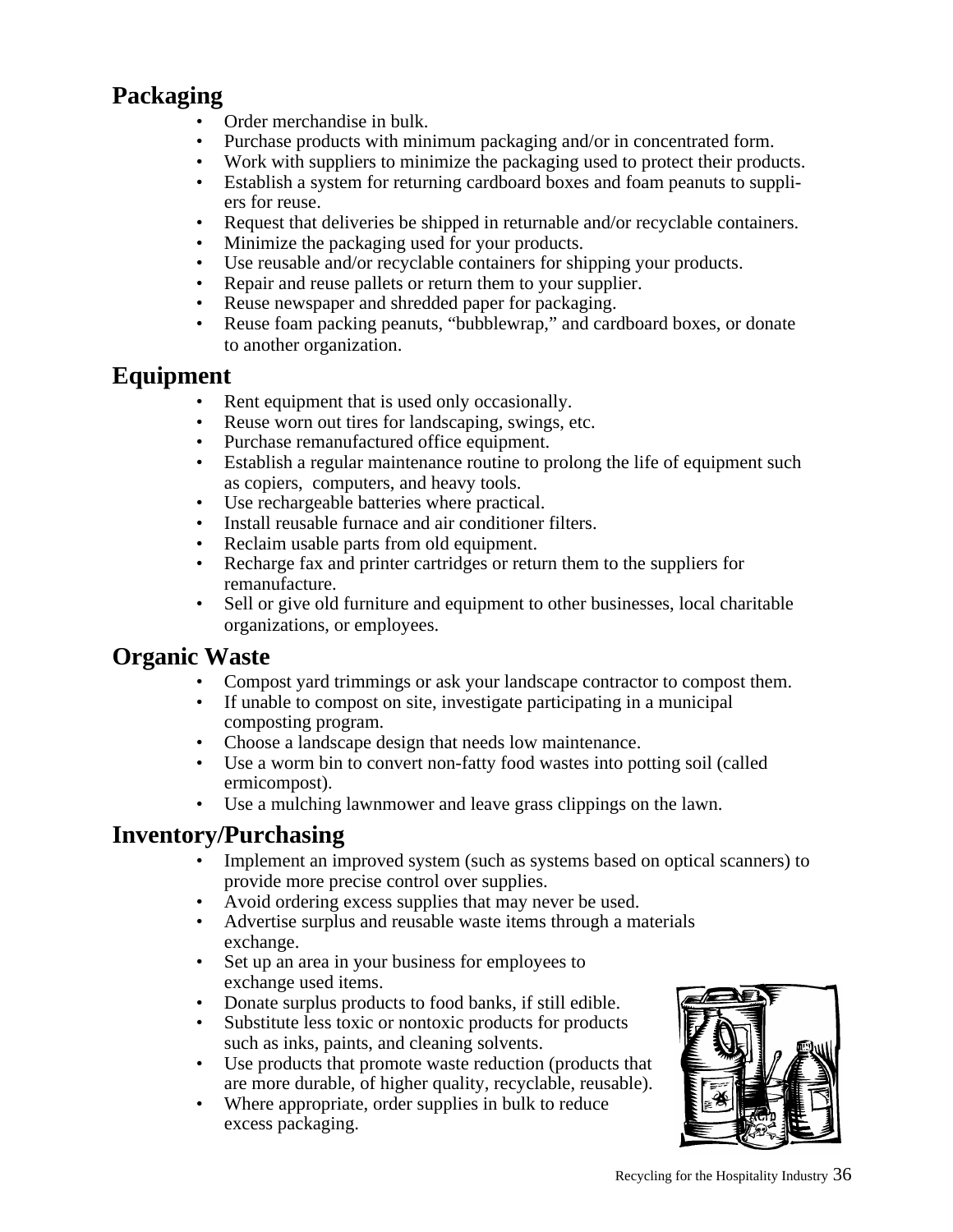## Packaging

- Order merchandise in bulk.
- Purchase products with minimum packaging and/or in concentrated form.
- Work with suppliers to minimize the packaging used to protect their products.
- Establish a system for returning cardboard boxes and foam peanuts to suppliers for reuse.
- Request that deliveries be shipped in returnable and/or recyclable containers.
- Minimize the packaging used for your products.
- Use reusable and/or recyclable containers for shipping your products.
- Repair and reuse pallets or return them to your supplier.
- Reuse newspaper and shredded paper for packaging.
- Reuse foam packing peanuts, "bubblewrap," and cardboard boxes, or donate to another organization.

## Equipment

- Rent equipment that is used only occasionally.
- Reuse worn out tires for landscaping, swings, etc.
- Purchase remanufactured office equipment.
- Establish a regular maintenance routine to prolong the life of equipment such as copiers, computers, and heavy tools.
- Use rechargeable batteries where practical.
- Install reusable furnace and air conditioner filters.
- Reclaim usable parts from old equipment.
- Recharge fax and printer cartridges or return them to the suppliers for remanufacture.
- Sell or give old furniture and equipment to other businesses, local charitable organizations, or employees.

## Organic Waste

- Compost yard trimmings or ask your landscape contractor to compost them.
- If unable to compost on site, investigate participating in a municipal composting program.
- Choose a landscape design that needs low maintenance.
- Use a worm bin to convert non-fatty food wastes into potting soil (called ermicompost).
- Use a mulching lawnmower and leave grass clippings on the lawn.

## Inventory/Purchasing

- Implement an improved system (such as systems based on optical scanners) to provide more precise control over supplies.
- Avoid ordering excess supplies that may never be used.
- Advertise surplus and reusable waste items through a materials exchange.
- Set up an area in your business for employees to exchange used items.
- Donate surplus products to food banks, if still edible.
- Substitute less toxic or nontoxic products for products such as inks, paints, and cleaning solvents.
- Use products that promote waste reduction (products that are more durable, of higher quality, recyclable, reusable).
- Where appropriate, order supplies in bulk to reduce excess packaging.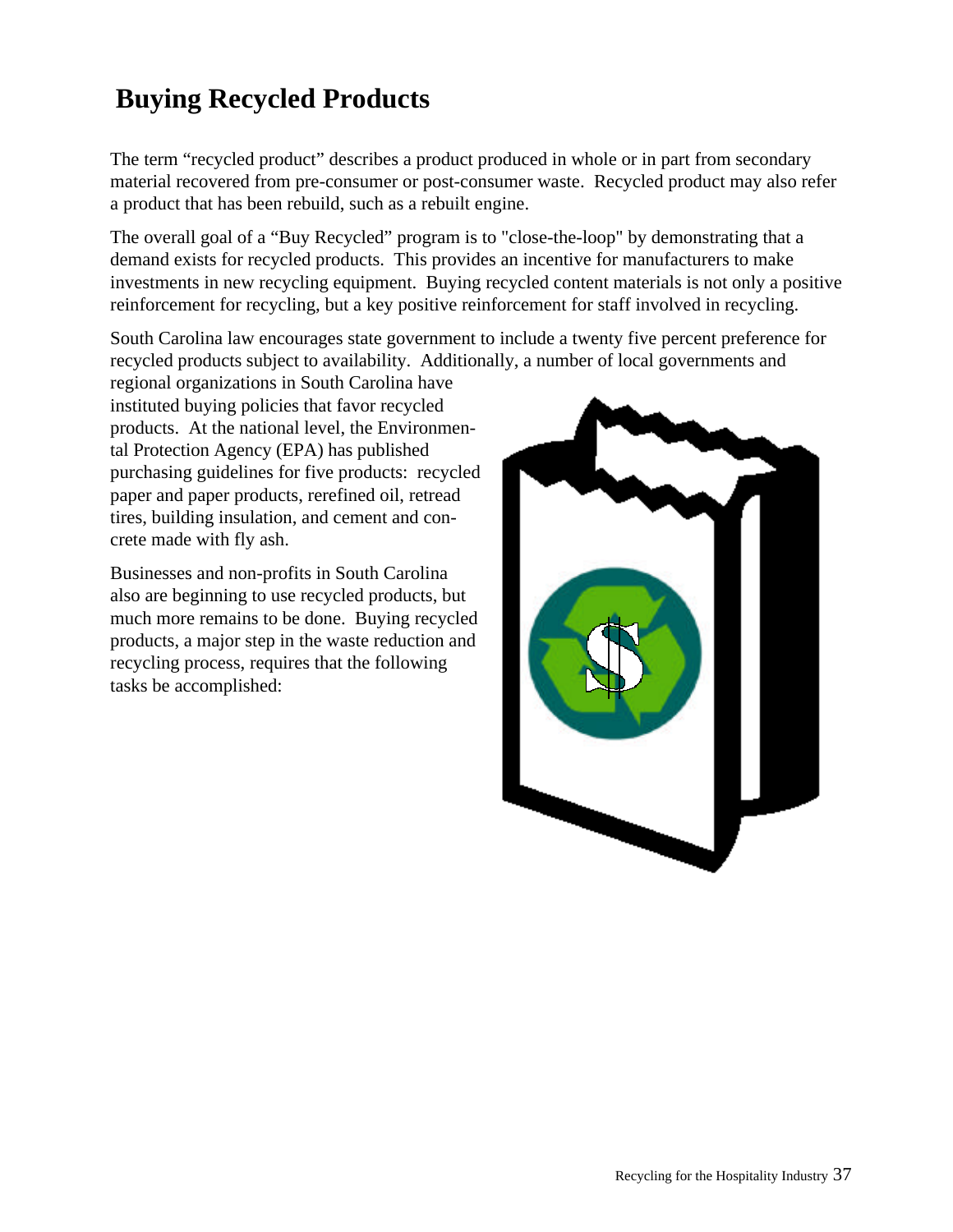# Buying Recycled Products

The term "recycled product" describes a product produced in whole or in part from secondary material recovered from pre-consumer or post-consumer waste. Recycled product may also refer a product that has been rebuild, such as a rebuilt engine.

The overall goal of a "Buy Recycled" program is to "close-the-loop" by demonstrating that a demand exists for recycled products. This provides an incentive for manufacturers to make investments in new recycling equipment. Buying recycled content materials is not only a positive reinforcement for recycling, but a key positive reinforcement for staff involved in recycling.

South Carolina law encourages state government to include a twenty five percent preference for recycled products subject to availability. Additionally, a number of local governments and regional organizations in South Carolina have instituted buying policies that favor recycled products. At the national level, the Environmental Protection Agency (EPA) has published purchasing guidelines for five products: recycled paper and paper products, rerefined oil, retread tires, building insulation, and cement and concrete made with fly ash.

Businesses and non-profits in South Carolina also are beginning to use recycled products, but much more remains to be done. Buying recycled products, a major step in the waste reduction and recycling process, requires that the following tasks be accomplished: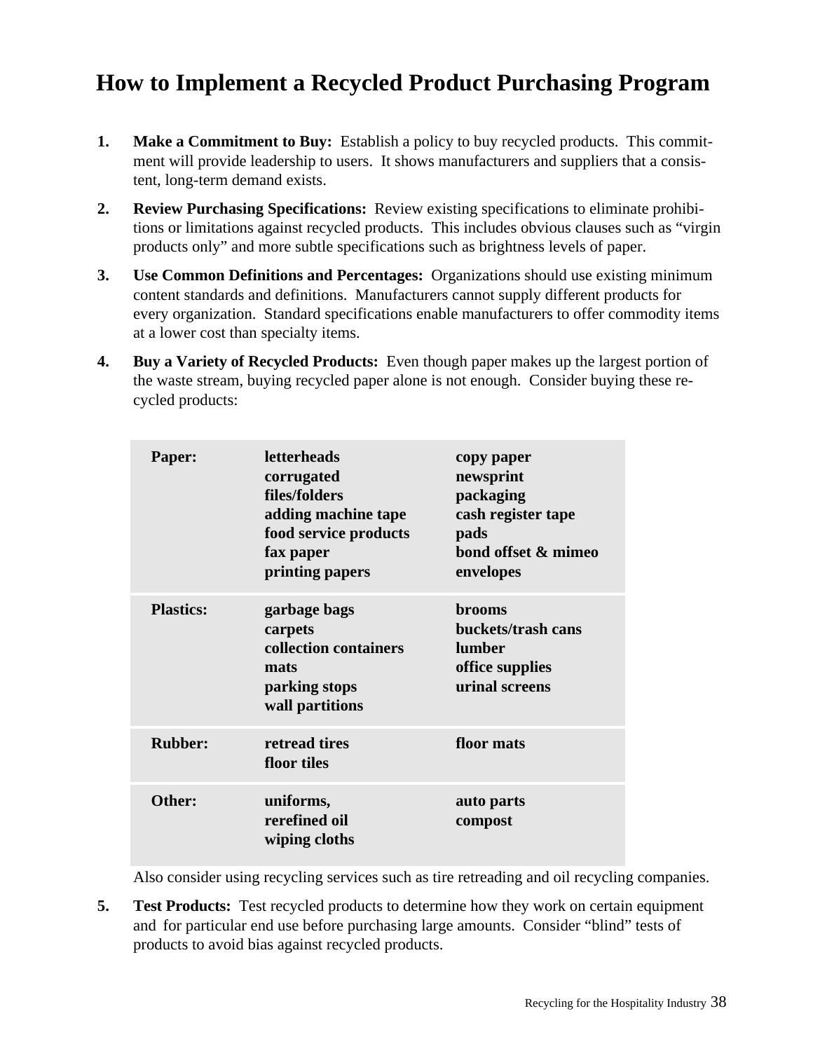# How to Implement a Recycled Product Purchasing Program

1. **Make a Commitment to Buy:** Establish a policy to buy recycled products. This commitment will provide leadership to users. It shows manufacturers and suppliers that a consistent, long-term demand exists.

2. **Review Purchasing Specifications:** Review existing specifications to eliminate prohibitions or limitations against recycled products. This includes obvious clauses such as "virgin products only" and more subtle specifications such as brightness levels of paper.

3. **Use Common Definitions and Percentages:** Organizations should use existing minimum content standards and definitions. Manufacturers cannot supply different products for every organization. Standard specifications enable manufacturers to offer commodity items at a lower cost than specialty items.

4. **Buy a Variety of Recycled Products:** Even though paper makes up the largest portion of the waste stream, buying recycled paper alone is not enough. Consider buying these recycled products:

| | | |
|---|---|---|
| **Paper:** | **letterheads**<br>**corrugated**<br>**files/folders**<br>**adding machine tape**<br>**food service products**<br>**fax paper**<br>**printing papers** | **copy paper**<br>**newsprint**<br>**packaging**<br>**cash register tape**<br>**pads**<br>**bond offset & mimeo**<br>**envelopes** |
| **Plastics:** | **garbage bags**<br>**carpets**<br>**collection containers**<br>**mats**<br>**parking stops**<br>**wall partitions** | **brooms**<br>**buckets/trash cans**<br>**lumber**<br>**office supplies**<br>**urinal screens** |
| **Rubber:** | **retread tires**<br>**floor tiles** | **floor mats** |
| **Other:** | **uniforms,**<br>**rerefined oil**<br>**wiping cloths** | **auto parts**<br>**compost** |

   Also consider using recycling services such as tire retreading and oil recycling companies.

5. **Test Products:** Test recycled products to determine how they work on certain equipment and for particular end use before purchasing large amounts. Consider "blind" tests of products to avoid bias against recycled products.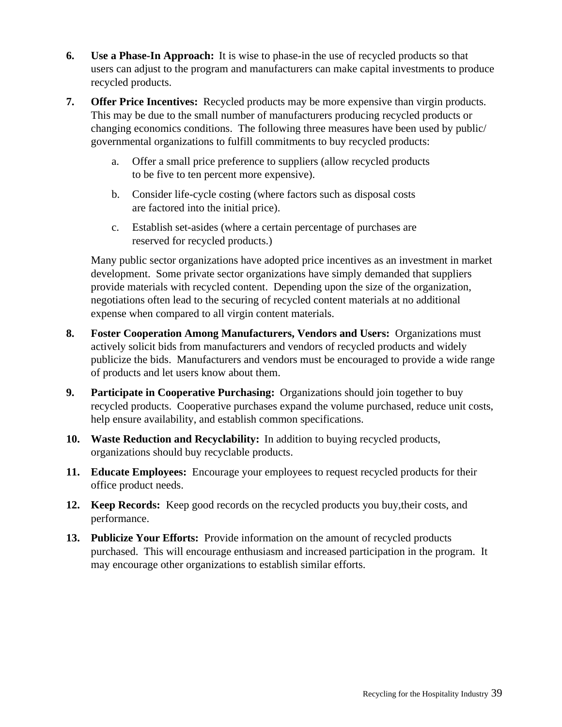6. **Use a Phase-In Approach:** It is wise to phase-in the use of recycled products so that users can adjust to the program and manufacturers can make capital investments to produce recycled products.

7. **Offer Price Incentives:** Recycled products may be more expensive than virgin products. This may be due to the small number of manufacturers producing recycled products or changing economics conditions. The following three measures have been used by public/ governmental organizations to fulfill commitments to buy recycled products:

   a. Offer a small price preference to suppliers (allow recycled products to be five to ten percent more expensive).

   b. Consider life-cycle costing (where factors such as disposal costs are factored into the initial price).

   c. Establish set-asides (where a certain percentage of purchases are reserved for recycled products.)

   Many public sector organizations have adopted price incentives as an investment in market development. Some private sector organizations have simply demanded that suppliers provide materials with recycled content. Depending upon the size of the organization, negotiations often lead to the securing of recycled content materials at no additional expense when compared to all virgin content materials.

8. **Foster Cooperation Among Manufacturers, Vendors and Users:** Organizations must actively solicit bids from manufacturers and vendors of recycled products and widely publicize the bids. Manufacturers and vendors must be encouraged to provide a wide range of products and let users know about them.

9. **Participate in Cooperative Purchasing:** Organizations should join together to buy recycled products. Cooperative purchases expand the volume purchased, reduce unit costs, help ensure availability, and establish common specifications.

10. **Waste Reduction and Recyclability:** In addition to buying recycled products, organizations should buy recyclable products.

11. **Educate Employees:** Encourage your employees to request recycled products for their office product needs.

12. **Keep Records:** Keep good records on the recycled products you buy,their costs, and performance.

13. **Publicize Your Efforts:** Provide information on the amount of recycled products purchased. This will encourage enthusiasm and increased participation in the program. It may encourage other organizations to establish similar efforts.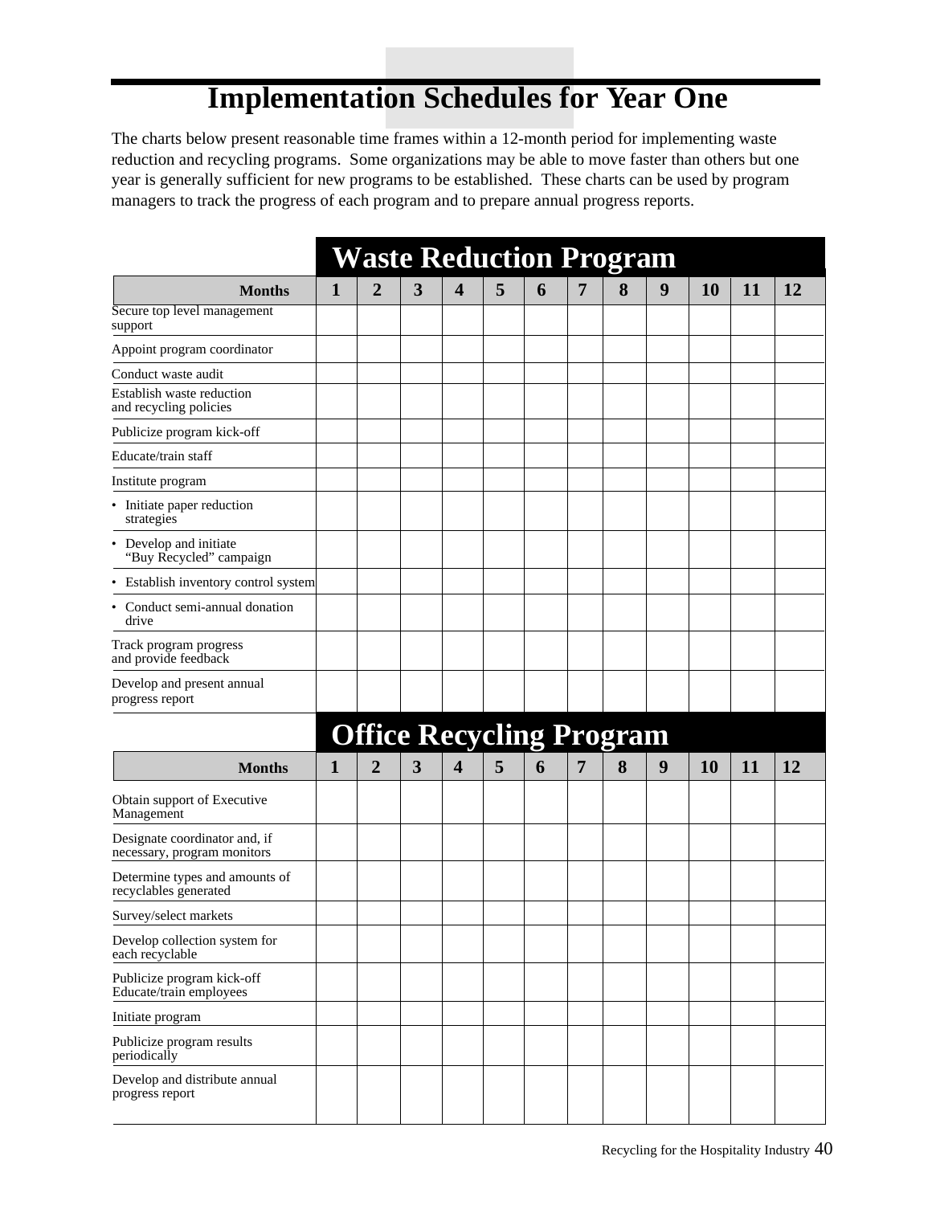# Implementation Schedules for Year One

The charts below present reasonable time frames within a 12-month period for implementing waste reduction and recycling programs. Some organizations may be able to move faster than others but one year is generally sufficient for new programs to be established. These charts can be used by program managers to track the progress of each program and to prepare annual progress reports.

## Waste Reduction Program

| Months | 1 | 2 | 3 | 4 | 5 | 6 | 7 | 8 | 9 | 10 | 11 | 12 |
|---|---|---|---|---|---|---|---|---|---|---|---|---|
| Secure top level management support | | | | | | | | | | | | |
| Appoint program coordinator | | | | | | | | | | | | |
| Conduct waste audit | | | | | | | | | | | | |
| Establish waste reduction and recycling policies | | | | | | | | | | | | |
| Publicize program kick-off | | | | | | | | | | | | |
| Educate/train staff | | | | | | | | | | | | |
| Institute program | | | | | | | | | | | | |
| • Initiate paper reduction strategies | | | | | | | | | | | | |
| • Develop and initiate "Buy Recycled" campaign | | | | | | | | | | | | |
| • Establish inventory control system | | | | | | | | | | | | |
| • Conduct semi-annual donation drive | | | | | | | | | | | | |
| Track program progress and provide feedback | | | | | | | | | | | | |
| Develop and present annual progress report | | | | | | | | | | | | |

## Office Recycling Program

| Months | 1 | 2 | 3 | 4 | 5 | 6 | 7 | 8 | 9 | 10 | 11 | 12 |
|---|---|---|---|---|---|---|---|---|---|---|---|---|
| Obtain support of Executive Management | | | | | | | | | | | | |
| Designate coordinator and, if necessary, program monitors | | | | | | | | | | | | |
| Determine types and amounts of recyclables generated | | | | | | | | | | | | |
| Survey/select markets | | | | | | | | | | | | |
| Develop collection system for each recyclable | | | | | | | | | | | | |
| Publicize program kick-off Educate/train employees | | | | | | | | | | | | |
| Initiate program | | | | | | | | | | | | |
| Publicize program results periodically | | | | | | | | | | | | |
| Develop and distribute annual progress report | | | | | | | | | | | | |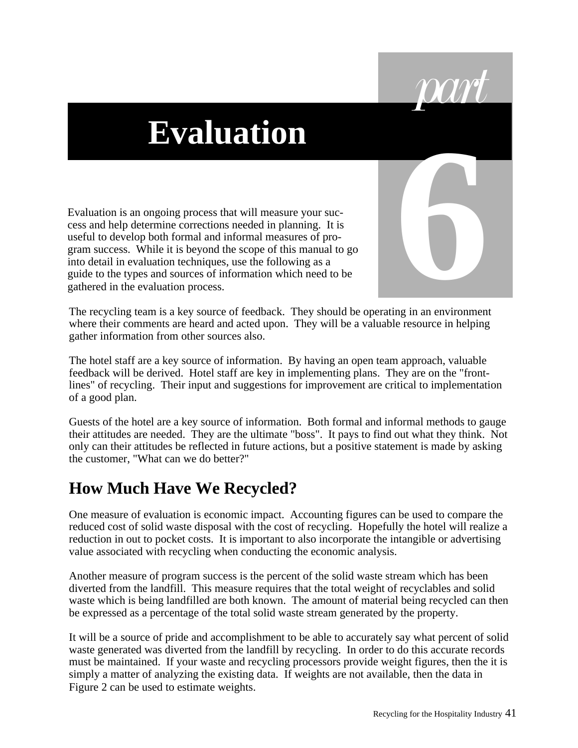# part 6 Evaluation

Evaluation is an ongoing process that will measure your success and help determine corrections needed in planning. It is useful to develop both formal and informal measures of program success. While it is beyond the scope of this manual to go into detail in evaluation techniques, use the following as a guide to the types and sources of information which need to be gathered in the evaluation process.

The recycling team is a key source of feedback. They should be operating in an environment where their comments are heard and acted upon. They will be a valuable resource in helping gather information from other sources also.

The hotel staff are a key source of information. By having an open team approach, valuable feedback will be derived. Hotel staff are key in implementing plans. They are on the "front-lines" of recycling. Their input and suggestions for improvement are critical to implementation of a good plan.

Guests of the hotel are a key source of information. Both formal and informal methods to gauge their attitudes are needed. They are the ultimate "boss". It pays to find out what they think. Not only can their attitudes be reflected in future actions, but a positive statement is made by asking the customer, "What can we do better?"

## How Much Have We Recycled?

One measure of evaluation is economic impact. Accounting figures can be used to compare the reduced cost of solid waste disposal with the cost of recycling. Hopefully the hotel will realize a reduction in out to pocket costs. It is important to also incorporate the intangible or advertising value associated with recycling when conducting the economic analysis.

Another measure of program success is the percent of the solid waste stream which has been diverted from the landfill. This measure requires that the total weight of recyclables and solid waste which is being landfilled are both known. The amount of material being recycled can then be expressed as a percentage of the total solid waste stream generated by the property.

It will be a source of pride and accomplishment to be able to accurately say what percent of solid waste generated was diverted from the landfill by recycling. In order to do this accurate records must be maintained. If your waste and recycling processors provide weight figures, then the it is simply a matter of analyzing the existing data. If weights are not available, then the data in Figure 2 can be used to estimate weights.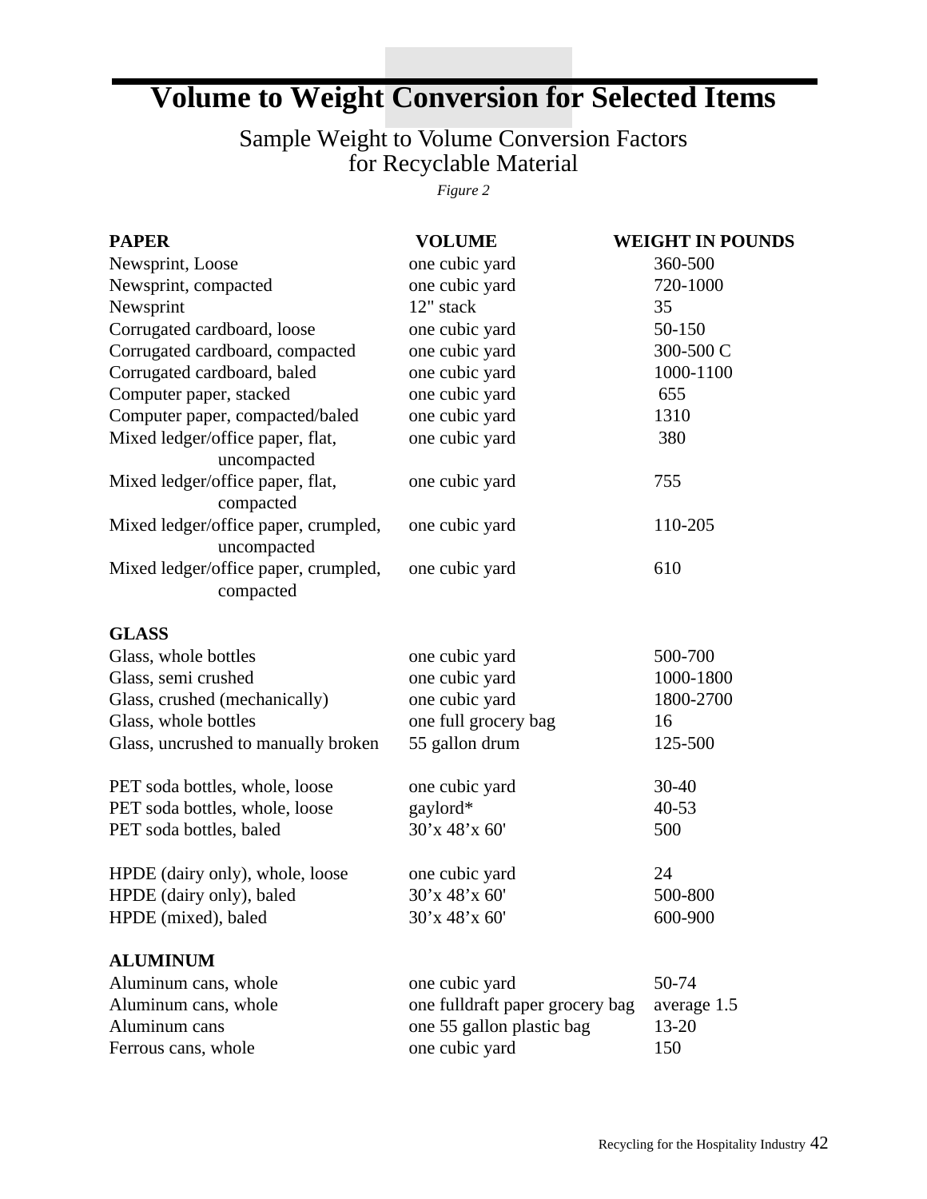# Volume to Weight Conversion for Selected Items

## Sample Weight to Volume Conversion Factors for Recyclable Material

*Figure 2*

| PAPER | VOLUME | WEIGHT IN POUNDS |
|---|---|---|
| Newsprint, Loose | one cubic yard | 360-500 |
| Newsprint, compacted | one cubic yard | 720-1000 |
| Newsprint | 12" stack | 35 |
| Corrugated cardboard, loose | one cubic yard | 50-150 |
| Corrugated cardboard, compacted | one cubic yard | 300-500 C |
| Corrugated cardboard, baled | one cubic yard | 1000-1100 |
| Computer paper, stacked | one cubic yard | 655 |
| Computer paper, compacted/baled | one cubic yard | 1310 |
| Mixed ledger/office paper, flat, uncompacted | one cubic yard | 380 |
| Mixed ledger/office paper, flat, compacted | one cubic yard | 755 |
| Mixed ledger/office paper, crumpled, uncompacted | one cubic yard | 110-205 |
| Mixed ledger/office paper, crumpled, compacted | one cubic yard | 610 |
| **GLASS** | | |
| Glass, whole bottles | one cubic yard | 500-700 |
| Glass, semi crushed | one cubic yard | 1000-1800 |
| Glass, crushed (mechanically) | one cubic yard | 1800-2700 |
| Glass, whole bottles | one full grocery bag | 16 |
| Glass, uncrushed to manually broken | 55 gallon drum | 125-500 |
| PET soda bottles, whole, loose | one cubic yard | 30-40 |
| PET soda bottles, whole, loose | gaylord* | 40-53 |
| PET soda bottles, baled | 30'x 48'x 60' | 500 |
| HPDE (dairy only), whole, loose | one cubic yard | 24 |
| HPDE (dairy only), baled | 30'x 48'x 60' | 500-800 |
| HPDE (mixed), baled | 30'x 48'x 60' | 600-900 |
| **ALUMINUM** | | |
| Aluminum cans, whole | one cubic yard | 50-74 |
| Aluminum cans, whole | one fulldraft paper grocery bag | average 1.5 |
| Aluminum cans | one 55 gallon plastic bag | 13-20 |
| Ferrous cans, whole | one cubic yard | 150 |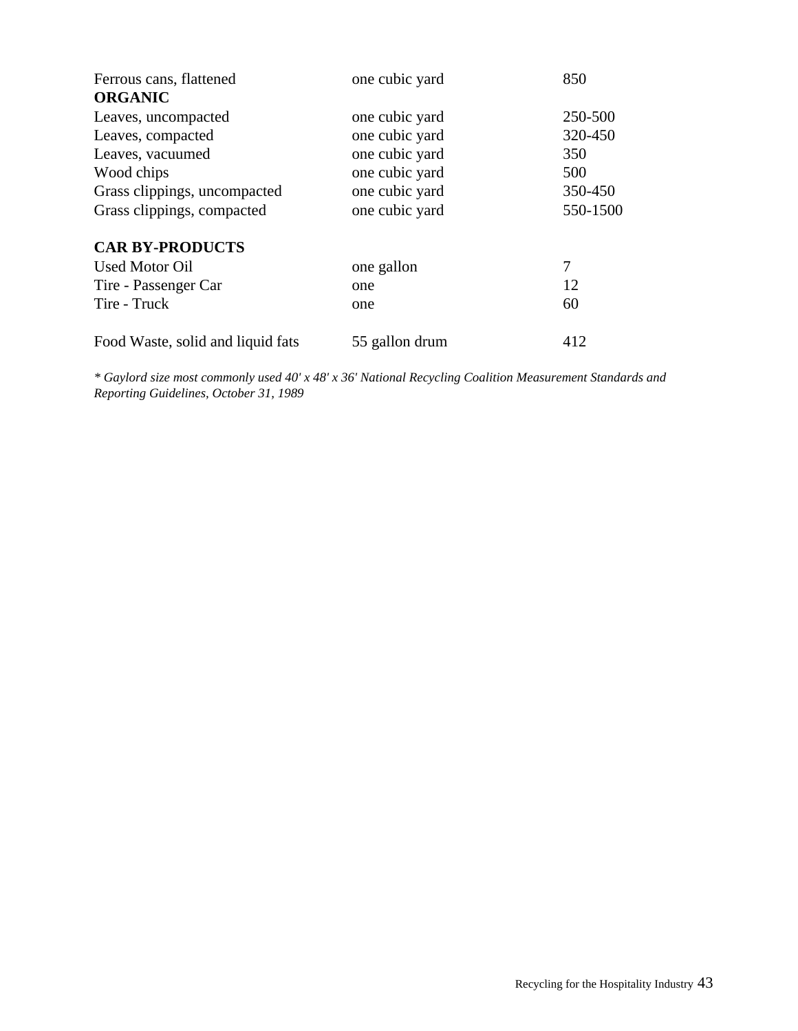| | | |
|---|---|---|
| Ferrous cans, flattened | one cubic yard | 850 |
| **ORGANIC** | | |
| Leaves, uncompacted | one cubic yard | 250-500 |
| Leaves, compacted | one cubic yard | 320-450 |
| Leaves, vacuumed | one cubic yard | 350 |
| Wood chips | one cubic yard | 500 |
| Grass clippings, uncompacted | one cubic yard | 350-450 |
| Grass clippings, compacted | one cubic yard | 550-1500 |
| | | |
| **CAR BY-PRODUCTS** | | |
| Used Motor Oil | one gallon | 7 |
| Tire - Passenger Car | one | 12 |
| Tire - Truck | one | 60 |
| | | |
| Food Waste, solid and liquid fats | 55 gallon drum | 412 |

*\* Gaylord size most commonly used 40' x 48' x 36' National Recycling Coalition Measurement Standards and Reporting Guidelines, October 31, 1989*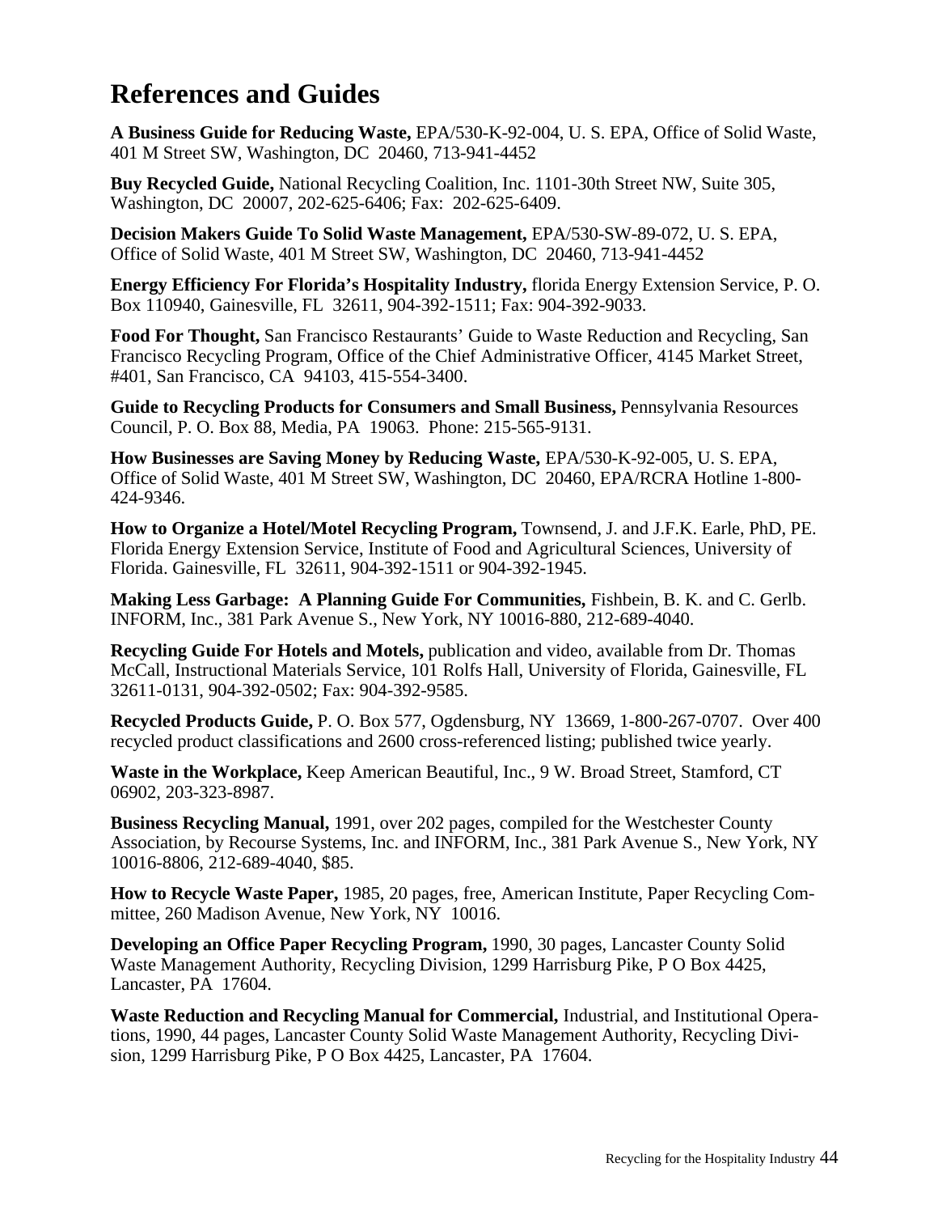# References and Guides

**A Business Guide for Reducing Waste,** EPA/530-K-92-004, U. S. EPA, Office of Solid Waste, 401 M Street SW, Washington, DC 20460, 713-941-4452

**Buy Recycled Guide,** National Recycling Coalition, Inc. 1101-30th Street NW, Suite 305, Washington, DC 20007, 202-625-6406; Fax: 202-625-6409.

**Decision Makers Guide To Solid Waste Management,** EPA/530-SW-89-072, U. S. EPA, Office of Solid Waste, 401 M Street SW, Washington, DC 20460, 713-941-4452

**Energy Efficiency For Florida's Hospitality Industry,** florida Energy Extension Service, P. O. Box 110940, Gainesville, FL 32611, 904-392-1511; Fax: 904-392-9033.

**Food For Thought,** San Francisco Restaurants' Guide to Waste Reduction and Recycling, San Francisco Recycling Program, Office of the Chief Administrative Officer, 4145 Market Street, #401, San Francisco, CA 94103, 415-554-3400.

**Guide to Recycling Products for Consumers and Small Business,** Pennsylvania Resources Council, P. O. Box 88, Media, PA 19063. Phone: 215-565-9131.

**How Businesses are Saving Money by Reducing Waste,** EPA/530-K-92-005, U. S. EPA, Office of Solid Waste, 401 M Street SW, Washington, DC 20460, EPA/RCRA Hotline 1-800-424-9346.

**How to Organize a Hotel/Motel Recycling Program,** Townsend, J. and J.F.K. Earle, PhD, PE. Florida Energy Extension Service, Institute of Food and Agricultural Sciences, University of Florida. Gainesville, FL 32611, 904-392-1511 or 904-392-1945.

**Making Less Garbage: A Planning Guide For Communities,** Fishbein, B. K. and C. Gerlb. INFORM, Inc., 381 Park Avenue S., New York, NY 10016-880, 212-689-4040.

**Recycling Guide For Hotels and Motels,** publication and video, available from Dr. Thomas McCall, Instructional Materials Service, 101 Rolfs Hall, University of Florida, Gainesville, FL 32611-0131, 904-392-0502; Fax: 904-392-9585.

**Recycled Products Guide,** P. O. Box 577, Ogdensburg, NY 13669, 1-800-267-0707. Over 400 recycled product classifications and 2600 cross-referenced listing; published twice yearly.

**Waste in the Workplace,** Keep American Beautiful, Inc., 9 W. Broad Street, Stamford, CT 06902, 203-323-8987.

**Business Recycling Manual,** 1991, over 202 pages, compiled for the Westchester County Association, by Recourse Systems, Inc. and INFORM, Inc., 381 Park Avenue S., New York, NY 10016-8806, 212-689-4040, $85.

**How to Recycle Waste Paper,** 1985, 20 pages, free, American Institute, Paper Recycling Committee, 260 Madison Avenue, New York, NY 10016.

**Developing an Office Paper Recycling Program,** 1990, 30 pages, Lancaster County Solid Waste Management Authority, Recycling Division, 1299 Harrisburg Pike, P O Box 4425, Lancaster, PA 17604.

**Waste Reduction and Recycling Manual for Commercial,** Industrial, and Institutional Operations, 1990, 44 pages, Lancaster County Solid Waste Management Authority, Recycling Division, 1299 Harrisburg Pike, P O Box 4425, Lancaster, PA 17604.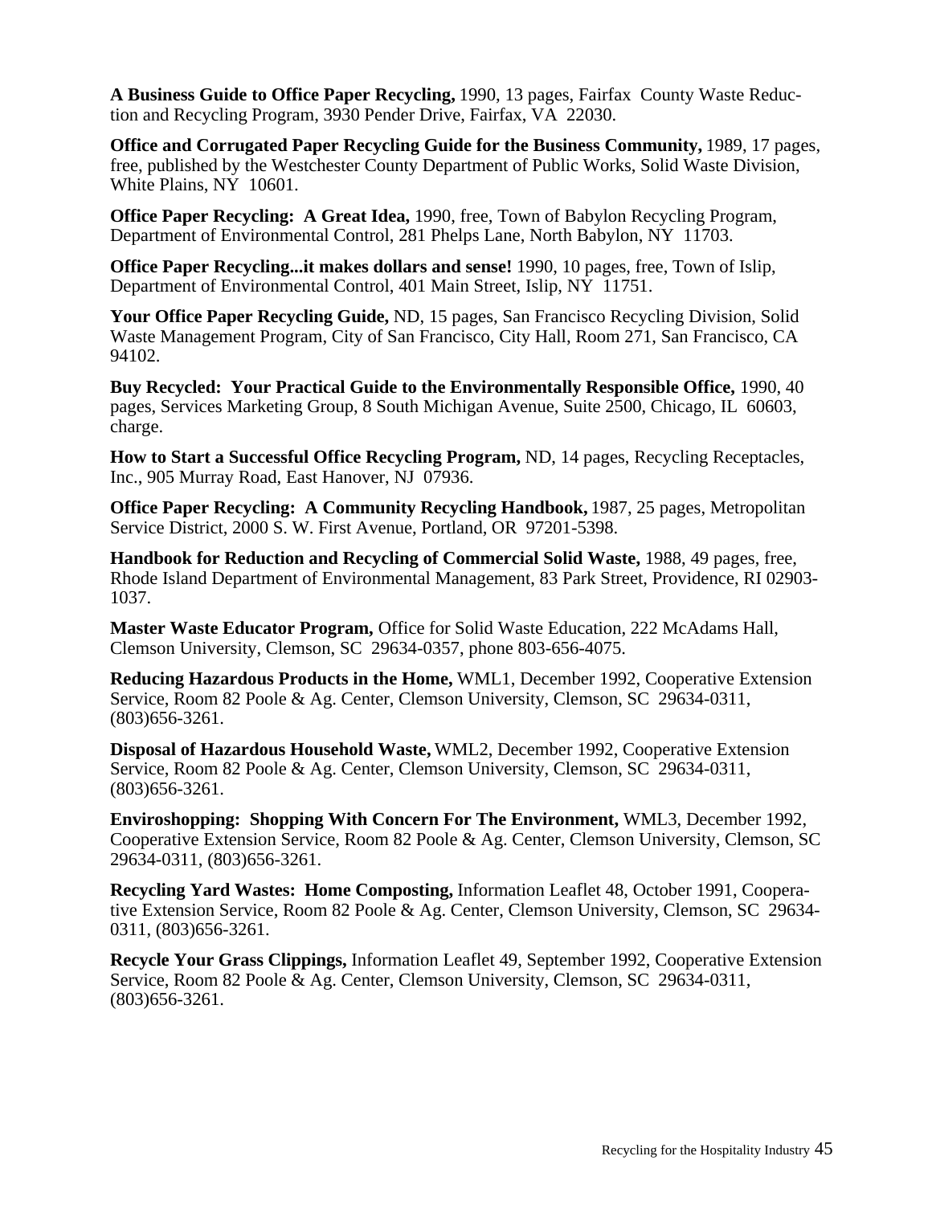**A Business Guide to Office Paper Recycling,** 1990, 13 pages, Fairfax County Waste Reduction and Recycling Program, 3930 Pender Drive, Fairfax, VA 22030.

**Office and Corrugated Paper Recycling Guide for the Business Community,** 1989, 17 pages, free, published by the Westchester County Department of Public Works, Solid Waste Division, White Plains, NY 10601.

**Office Paper Recycling: A Great Idea,** 1990, free, Town of Babylon Recycling Program, Department of Environmental Control, 281 Phelps Lane, North Babylon, NY 11703.

**Office Paper Recycling...it makes dollars and sense!** 1990, 10 pages, free, Town of Islip, Department of Environmental Control, 401 Main Street, Islip, NY 11751.

**Your Office Paper Recycling Guide,** ND, 15 pages, San Francisco Recycling Division, Solid Waste Management Program, City of San Francisco, City Hall, Room 271, San Francisco, CA 94102.

**Buy Recycled: Your Practical Guide to the Environmentally Responsible Office,** 1990, 40 pages, Services Marketing Group, 8 South Michigan Avenue, Suite 2500, Chicago, IL 60603, charge.

**How to Start a Successful Office Recycling Program,** ND, 14 pages, Recycling Receptacles, Inc., 905 Murray Road, East Hanover, NJ 07936.

**Office Paper Recycling: A Community Recycling Handbook,** 1987, 25 pages, Metropolitan Service District, 2000 S. W. First Avenue, Portland, OR 97201-5398.

**Handbook for Reduction and Recycling of Commercial Solid Waste,** 1988, 49 pages, free, Rhode Island Department of Environmental Management, 83 Park Street, Providence, RI 02903-1037.

**Master Waste Educator Program,** Office for Solid Waste Education, 222 McAdams Hall, Clemson University, Clemson, SC 29634-0357, phone 803-656-4075.

**Reducing Hazardous Products in the Home,** WML1, December 1992, Cooperative Extension Service, Room 82 Poole & Ag. Center, Clemson University, Clemson, SC 29634-0311, (803)656-3261.

**Disposal of Hazardous Household Waste,** WML2, December 1992, Cooperative Extension Service, Room 82 Poole & Ag. Center, Clemson University, Clemson, SC 29634-0311, (803)656-3261.

**Enviroshopping: Shopping With Concern For The Environment,** WML3, December 1992, Cooperative Extension Service, Room 82 Poole & Ag. Center, Clemson University, Clemson, SC 29634-0311, (803)656-3261.

**Recycling Yard Wastes: Home Composting,** Information Leaflet 48, October 1991, Cooperative Extension Service, Room 82 Poole & Ag. Center, Clemson University, Clemson, SC 29634-0311, (803)656-3261.

**Recycle Your Grass Clippings,** Information Leaflet 49, September 1992, Cooperative Extension Service, Room 82 Poole & Ag. Center, Clemson University, Clemson, SC 29634-0311, (803)656-3261.